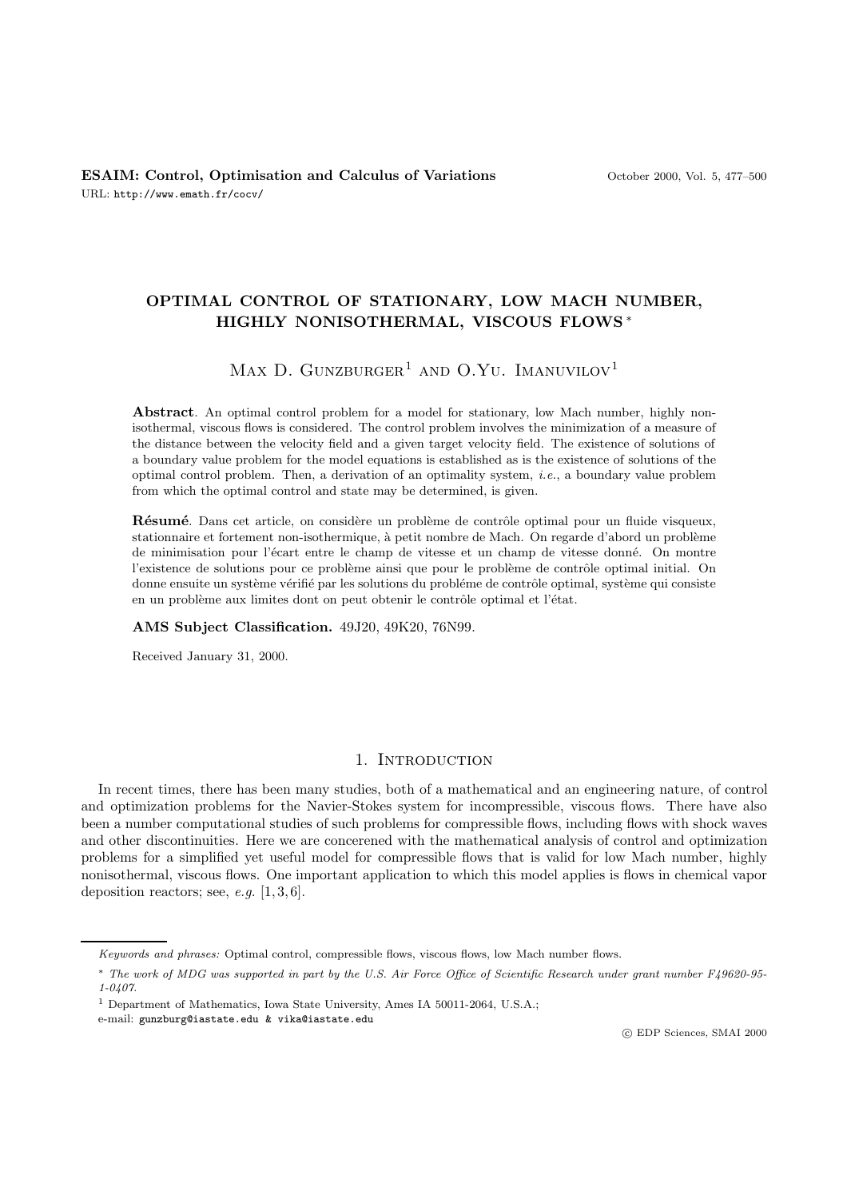# OPTIMAL CONTROL OF STATIONARY, LOW MACH NUMBER, HIGHLY NONISOTHERMAL, VISCOUS FLOWS *

Max D. Gunzburger[1] and O.Yu. Imanuvilov[1]

**Abstract**. An optimal control problem for a model for stationary, low Mach number, highly nonisothermal, viscous flows is considered. The control problem involves the minimization of a measure of the distance between the velocity field and a given target velocity field. The existence of solutions of a boundary value problem for the model equations is established as is the existence of solutions of the optimal control problem. Then, a derivation of an optimality system, *i.e.*, a boundary value problem from which the optimal control and state may be determined, is given.

**Résumé**. Dans cet article, on considère un problème de contrôle optimal pour un fluide visqueux, stationnaire et fortement non-isothermique, à petit nombre de Mach. On regarde d'abord un problème de minimisation pour l'écart entre le champ de vitesse et un champ de vitesse donné. On montre l'existence de solutions pour ce problème ainsi que pour le problème de contrôle optimal initial. On donne ensuite un système vérifié par les solutions du probléme de contrôle optimal, système qui consiste en un problème aux limites dont on peut obtenir le contrôle optimal et l'état.

**AMS Subject Classification.** 49J20, 49K20, 76N99.

Received January 31, 2000.

## 1. Introduction

In recent times, there has been many studies, both of a mathematical and an engineering nature, of control and optimization problems for the Navier-Stokes system for incompressible, viscous flows. There have also been a number computational studies of such problems for compressible flows, including flows with shock waves and other discontinuities. Here we are concerened with the mathematical analysis of control and optimization problems for a simplified yet useful model for compressible flows that is valid for low Mach number, highly nonisothermal, viscous flows. One important application to which this model applies is flows in chemical vapor deposition reactors; see, *e.g.* [1, 3, 6].

---

*Keywords and phrases:* Optimal control, compressible flows, viscous flows, low Mach number flows.

\* *The work of MDG was supported in part by the U.S. Air Force Office of Scientific Research under grant number F49620-95-1-0407.*

[1] Department of Mathematics, Iowa State University, Ames IA 50011-2064, U.S.A.;
e-mail: gunzburg@iastate.edu & vika@iastate.edu

© EDP Sciences, SMAI 2000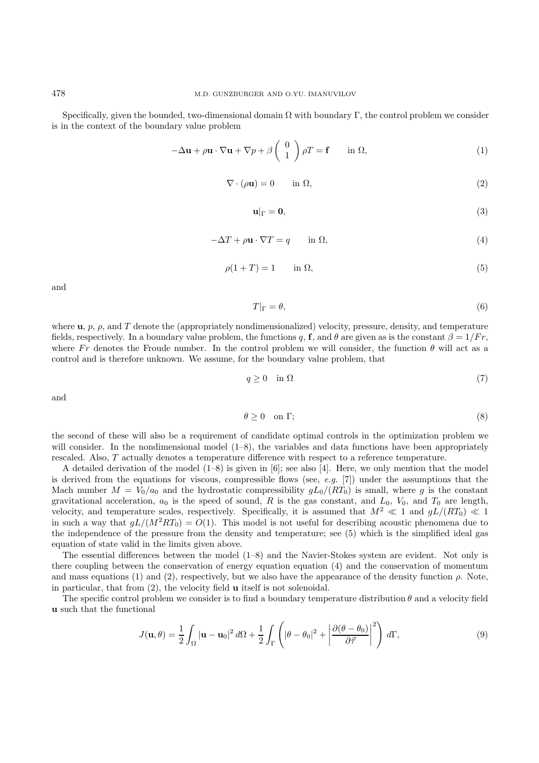Specifically, given the bounded, two-dimensional domain $\Omega$ with boundary $\Gamma$, the control problem we consider is in the context of the boundary value problem

$$-\Delta \mathbf{u} + \rho \mathbf{u} \cdot \nabla \mathbf{u} + \nabla p + \beta \begin{pmatrix} 0 \\ 1 \end{pmatrix} \rho T = \mathbf{f} \qquad \text{in } \Omega, \tag{1}$$

$$\nabla \cdot (\rho \mathbf{u}) = 0 \qquad \text{in } \Omega, \tag{2}$$

$$\mathbf{u}|_\Gamma = \mathbf{0}, \tag{3}$$

$$-\Delta T + \rho \mathbf{u} \cdot \nabla T = q \qquad \text{in } \Omega, \tag{4}$$

$$\rho(1+T) = 1 \qquad \text{in } \Omega, \tag{5}$$

and

$$T|_\Gamma = \theta, \tag{6}$$

where $\mathbf{u}$, $p$, $\rho$, and $T$ denote the (appropriately nondimensionalized) velocity, pressure, density, and temperature fields, respectively. In a boundary value problem, the functions $q$, $\mathbf{f}$, and $\theta$ are given as is the constant $\beta = 1/Fr$, where $Fr$ denotes the Froude number. In the control problem we will consider, the function $\theta$ will act as a control and is therefore unknown. We assume, for the boundary value problem, that

$$q \geq 0 \quad \text{in } \Omega \tag{7}$$

and

$$\theta \geq 0 \quad \text{on } \Gamma; \tag{8}$$

the second of these will also be a requirement of candidate optimal controls in the optimization problem we will consider. In the nondimensional model (1–8), the variables and data functions have been appropriately rescaled. Also, $T$ actually denotes a temperature difference with respect to a reference temperature.

A detailed derivation of the model (1–8) is given in [6]; see also [4]. Here, we only mention that the model is derived from the equations for viscous, compressible flows (see, *e.g.* [7]) under the assumptions that the Mach number $M = V_0/a_0$ and the hydrostatic compressibility $gL_0/(RT_0)$ is small, where $g$ is the constant gravitational acceleration, $a_0$ is the speed of sound, $R$ is the gas constant, and $L_0$, $V_0$, and $T_0$ are length, velocity, and temperature scales, respectively. Specifically, it is assumed that $M^2 \ll 1$ and $gL/(RT_0) \ll 1$ in such a way that $gL/(M^2 RT_0) = O(1)$. This model is not useful for describing acoustic phenomena due to the independence of the pressure from the density and temperature; see (5) which is the simplified ideal gas equation of state valid in the limits given above.

The essential differences between the model (1–8) and the Navier-Stokes system are evident. Not only is there coupling between the conservation of energy equation equation (4) and the conservation of momentum and mass equations (1) and (2), respectively, but we also have the appearance of the density function $\rho$. Note, in particular, that from (2), the velocity field $\mathbf{u}$ itself is not solenoidal.

The specific control problem we consider is to find a boundary temperature distribution $\theta$ and a velocity field $\mathbf{u}$ such that the functional

$$J(\mathbf{u}, \theta) = \frac{1}{2} \int_\Omega |\mathbf{u} - \mathbf{u}_0|^2 \, d\Omega + \frac{1}{2} \int_\Gamma \left( |\theta - \theta_0|^2 + \left| \frac{\partial(\theta - \theta_0)}{\partial \vec{\tau}} \right|^2 \right) \, d\Gamma, \tag{9}$$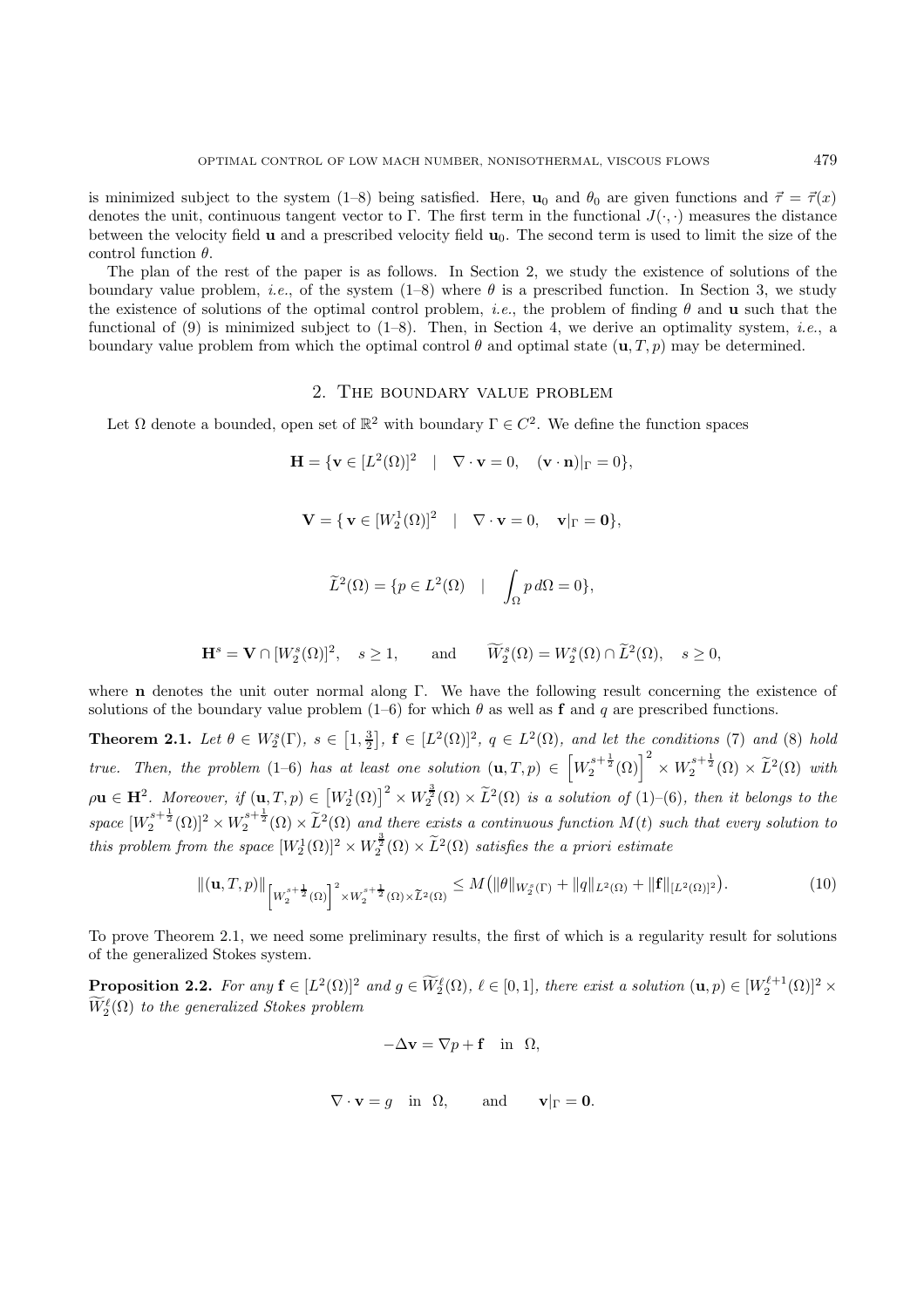is minimized subject to the system (1–8) being satisfied. Here, $\mathbf{u}_0$ and $\theta_0$ are given functions and $\vec{\tau} = \vec{\tau}(x)$ denotes the unit, continuous tangent vector to $\Gamma$. The first term in the functional $J(\cdot, \cdot)$ measures the distance between the velocity field $\mathbf{u}$ and a prescribed velocity field $\mathbf{u}_0$. The second term is used to limit the size of the control function $\theta$.

The plan of the rest of the paper is as follows. In Section 2, we study the existence of solutions of the boundary value problem, *i.e.*, of the system (1–8) where $\theta$ is a prescribed function. In Section 3, we study the existence of solutions of the optimal control problem, *i.e.*, the problem of finding $\theta$ and $\mathbf{u}$ such that the functional of (9) is minimized subject to (1–8). Then, in Section 4, we derive an optimality system, *i.e.*, a boundary value problem from which the optimal control $\theta$ and optimal state $(\mathbf{u}, T, p)$ may be determined.

## 2. The boundary value problem

Let $\Omega$ denote a bounded, open set of $\mathbb{R}^2$ with boundary $\Gamma \in C^2$. We define the function spaces

$$\mathbf{H} = \{\mathbf{v} \in [L^2(\Omega)]^2 \quad | \quad \nabla \cdot \mathbf{v} = 0, \quad (\mathbf{v} \cdot \mathbf{n})|_\Gamma = 0\},$$

$$\mathbf{V} = \{\, \mathbf{v} \in [W_2^1(\Omega)]^2 \quad | \quad \nabla \cdot \mathbf{v} = 0, \quad \mathbf{v}|_\Gamma = \mathbf{0}\},$$

$$\widetilde{L}^2(\Omega) = \{p \in L^2(\Omega) \quad | \quad \int_\Omega p \, d\Omega = 0\},$$

$$\mathbf{H}^s = \mathbf{V} \cap [W_2^s(\Omega)]^2, \quad s \geq 1, \qquad \text{and} \qquad \widetilde{W}_2^s(\Omega) = W_2^s(\Omega) \cap \widetilde{L}^2(\Omega), \quad s \geq 0,$$

where $\mathbf{n}$ denotes the unit outer normal along $\Gamma$. We have the following result concerning the existence of solutions of the boundary value problem (1–6) for which $\theta$ as well as $\mathbf{f}$ and $q$ are prescribed functions.

**Theorem 2.1.** *Let $\theta \in W_2^s(\Gamma)$, $s \in \left[1, \frac{3}{2}\right]$, $\mathbf{f} \in [L^2(\Omega)]^2$, $q \in L^2(\Omega)$, and let the conditions (7) and (8) hold true. Then, the problem (1–6) has at least one solution $(\mathbf{u}, T, p) \in \left[W_2^{s+\frac{1}{2}}(\Omega)\right]^2 \times W_2^{s+\frac{1}{2}}(\Omega) \times \widetilde{L}^2(\Omega)$ with $\rho\mathbf{u} \in \mathbf{H}^2$. Moreover, if $(\mathbf{u}, T, p) \in \left[W_2^1(\Omega)\right]^2 \times W_2^{\frac{3}{2}}(\Omega) \times \widetilde{L}^2(\Omega)$ is a solution of (1)–(6), then it belongs to the space $[W_2^{s+\frac{1}{2}}(\Omega)]^2 \times W_2^{s+\frac{1}{2}}(\Omega) \times \widetilde{L}^2(\Omega)$ and there exists a continuous function $M(t)$ such that every solution to this problem from the space $[W_2^1(\Omega)]^2 \times W_2^{\frac{3}{2}}(\Omega) \times \widetilde{L}^2(\Omega)$ satisfies the a priori estimate*

$$\|(\mathbf{u}, T, p)\|_{\left[W_2^{s+\frac{1}{2}}(\Omega)\right]^2 \times W_2^{s+\frac{1}{2}}(\Omega) \times \widetilde{L}^2(\Omega)} \leq M\big(\|\theta\|_{W_2^s(\Gamma)} + \|q\|_{L^2(\Omega)} + \|\mathbf{f}\|_{[L^2(\Omega)]^2}\big). \tag{10}$$

To prove Theorem 2.1, we need some preliminary results, the first of which is a regularity result for solutions of the generalized Stokes system.

**Proposition 2.2.** *For any $\mathbf{f} \in [L^2(\Omega)]^2$ and $g \in \widetilde{W}_2^\ell(\Omega)$, $\ell \in [0, 1]$, there exist a solution $(\mathbf{u}, p) \in [W_2^{\ell+1}(\Omega)]^2 \times \widetilde{W}_2^\ell(\Omega)$ to the generalized Stokes problem*

$$-\Delta \mathbf{v} = \nabla p + \mathbf{f} \quad \text{in} \quad \Omega,$$

$$\nabla \cdot \mathbf{v} = g \quad \text{in} \quad \Omega, \qquad \text{and} \qquad \mathbf{v}|_\Gamma = \mathbf{0}.$$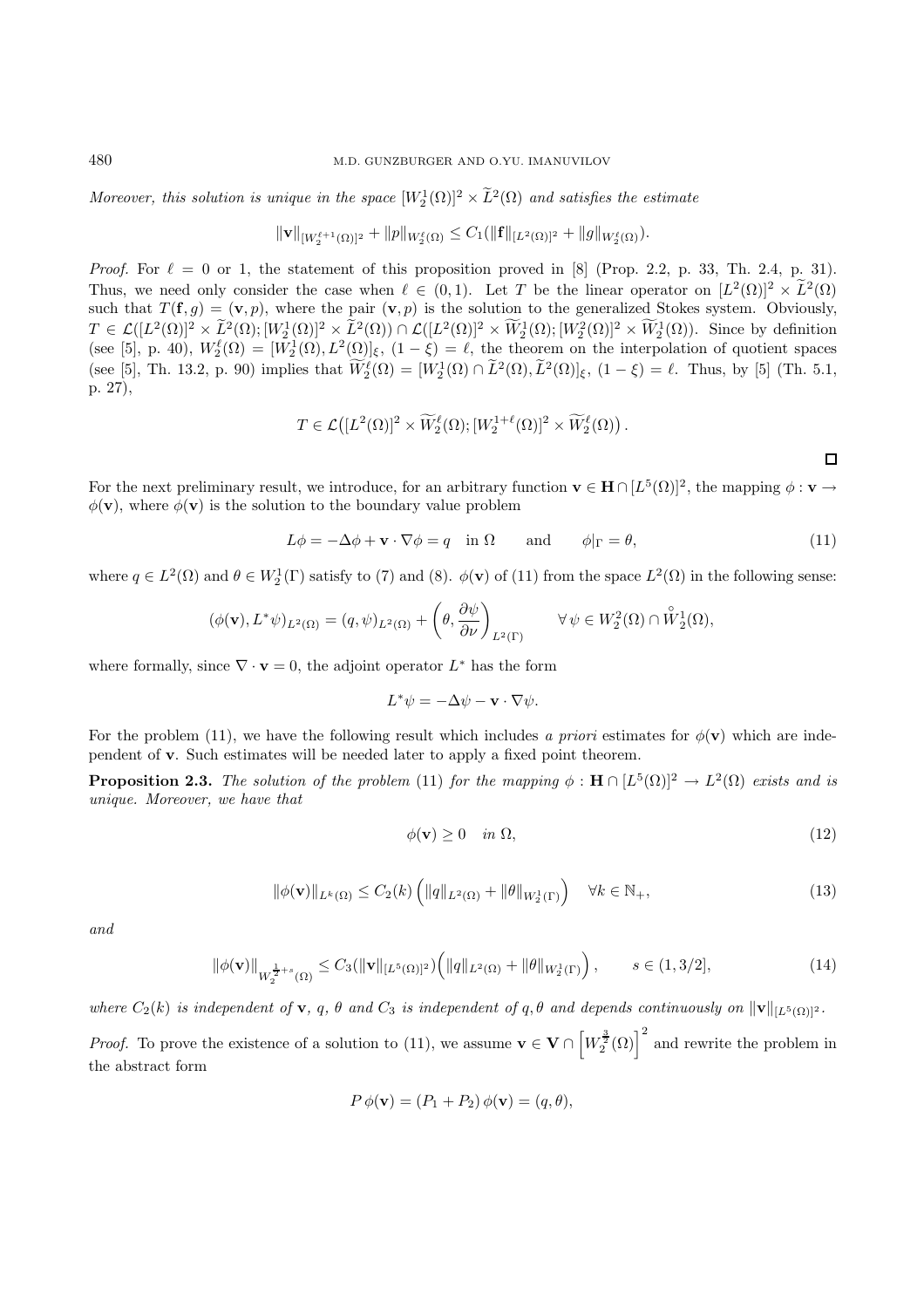*Moreover, this solution is unique in the space* $[W_2^1(\Omega)]^2 \times \widetilde{L}^2(\Omega)$ *and satisfies the estimate*

$$\|\mathbf{v}\|_{[W_2^{\ell+1}(\Omega)]^2} + \|p\|_{W_2^\ell(\Omega)} \le C_1(\|\mathbf{f}\|_{[L^2(\Omega)]^2} + \|g\|_{W_2^\ell(\Omega)}).$$

*Proof.* For $\ell = 0$ or 1, the statement of this proposition proved in [8] (Prop. 2.2, p. 33, Th. 2.4, p. 31). Thus, we need only consider the case when $\ell \in (0,1)$. Let $T$ be the linear operator on $[L^2(\Omega)]^2 \times \widetilde{L}^2(\Omega)$ such that $T(\mathbf{f}, g) = (\mathbf{v}, p)$, where the pair $(\mathbf{v}, p)$ is the solution to the generalized Stokes system. Obviously, $T \in \mathcal{L}([L^2(\Omega)]^2 \times \widetilde{L}^2(\Omega); [W_2^1(\Omega)]^2 \times \widetilde{L}^2(\Omega)) \cap \mathcal{L}([L^2(\Omega)]^2 \times \widetilde{W}_2^1(\Omega); [W_2^2(\Omega)]^2 \times \widetilde{W}_2^1(\Omega))$. Since by definition (see [5], p. 40), $W_2^\ell(\Omega) = [W_2^1(\Omega), L^2(\Omega)]_\xi$, $(1-\xi) = \ell$, the theorem on the interpolation of quotient spaces (see [5], Th. 13.2, p. 90) implies that $\widetilde{W}_2^\ell(\Omega) = [W_2^1(\Omega) \cap \widetilde{L}^2(\Omega), \widetilde{L}^2(\Omega)]_\xi$, $(1-\xi) = \ell$. Thus, by [5] (Th. 5.1, p. 27),

$$T \in \mathcal{L}\big([L^2(\Omega)]^2 \times \widetilde{W}_2^\ell(\Omega); [W_2^{1+\ell}(\Omega)]^2 \times \widetilde{W}_2^\ell(\Omega)\big).$$

$\square$

For the next preliminary result, we introduce, for an arbitrary function $\mathbf{v} \in \mathbf{H} \cap [L^5(\Omega)]^2$, the mapping $\phi : \mathbf{v} \to \phi(\mathbf{v})$, where $\phi(\mathbf{v})$ is the solution to the boundary value problem

$$L\phi = -\Delta\phi + \mathbf{v} \cdot \nabla\phi = q \quad \text{in } \Omega \qquad \text{and} \qquad \phi|_\Gamma = \theta, \tag{11}$$

where $q \in L^2(\Omega)$ and $\theta \in W_2^1(\Gamma)$ satisfy to (7) and (8). $\phi(\mathbf{v})$ of (11) from the space $L^2(\Omega)$ in the following sense:

$$(\phi(\mathbf{v}), L^*\psi)_{L^2(\Omega)} = (q, \psi)_{L^2(\Omega)} + \left(\theta, \frac{\partial\psi}{\partial\nu}\right)_{L^2(\Gamma)} \qquad \forall\, \psi \in W_2^2(\Omega) \cap \overset{\circ}{W}{}_2^1(\Omega),$$

where formally, since $\nabla \cdot \mathbf{v} = 0$, the adjoint operator $L^*$ has the form

$$L^*\psi = -\Delta\psi - \mathbf{v} \cdot \nabla\psi.$$

For the problem (11), we have the following result which includes *a priori* estimates for $\phi(\mathbf{v})$ which are independent of $\mathbf{v}$. Such estimates will be needed later to apply a fixed point theorem.

**Proposition 2.3.** *The solution of the problem* (11) *for the mapping* $\phi : \mathbf{H} \cap [L^5(\Omega)]^2 \to L^2(\Omega)$ *exists and is unique. Moreover, we have that*

$$\phi(\mathbf{v}) \ge 0 \quad \text{in } \Omega, \tag{12}$$

$$\|\phi(\mathbf{v})\|_{L^k(\Omega)} \le C_2(k)\left(\|q\|_{L^2(\Omega)} + \|\theta\|_{W_2^1(\Gamma)}\right) \quad \forall k \in \mathbb{N}_+, \tag{13}$$

*and*

$$\|\phi(\mathbf{v})\|_{W_2^{\frac{1}{2}+s}(\Omega)} \le C_3(\|\mathbf{v}\|_{[L^5(\Omega)]^2})\Big(\|q\|_{L^2(\Omega)} + \|\theta\|_{W_2^1(\Gamma)}\Big), \qquad s \in (1, 3/2], \tag{14}$$

*where* $C_2(k)$ *is independent of* $\mathbf{v}$, $q$, $\theta$ *and* $C_3$ *is independent of* $q, \theta$ *and depends continuously on* $\|\mathbf{v}\|_{[L^5(\Omega)]^2}$.

*Proof.* To prove the existence of a solution to (11), we assume $\mathbf{v} \in \mathbf{V} \cap \left[W_2^{\frac{3}{2}}(\Omega)\right]^2$ and rewrite the problem in the abstract form

$$P\,\phi(\mathbf{v}) = (P_1 + P_2)\,\phi(\mathbf{v}) = (q, \theta),$$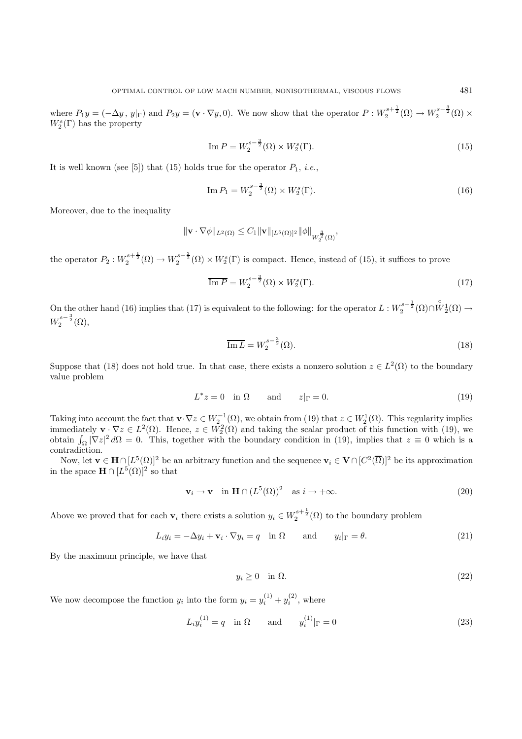where $P_1 y = (-\Delta y\,,\, y|_\Gamma)$ and $P_2 y = (\mathbf{v}\cdot\nabla y, 0)$. We now show that the operator $P : W_2^{s+\frac{1}{2}}(\Omega) \to W_2^{s-\frac{3}{2}}(\Omega) \times W_2^s(\Gamma)$ has the property

$$\operatorname{Im} P = W_2^{s-\frac{3}{2}}(\Omega) \times W_2^s(\Gamma). \tag{15}$$

It is well known (see [5]) that (15) holds true for the operator $P_1$, *i.e.*,

$$\operatorname{Im} P_1 = W_2^{s-\frac{3}{2}}(\Omega) \times W_2^s(\Gamma). \tag{16}$$

Moreover, due to the inequality

$$\|\mathbf{v}\cdot\nabla\phi\|_{L^2(\Omega)} \le C_1 \|\mathbf{v}\|_{[L^5(\Omega)]^2} \|\phi\|_{W_2^{\frac{3}{2}}(\Omega)},$$

the operator $P_2 : W_2^{s+\frac{1}{2}}(\Omega) \to W_2^{s-\frac{3}{2}}(\Omega) \times W_2^s(\Gamma)$ is compact. Hence, instead of (15), it suffices to prove

$$\overline{\operatorname{Im} P} = W_2^{s-\frac{3}{2}}(\Omega) \times W_2^s(\Gamma). \tag{17}$$

On the other hand (16) implies that (17) is equivalent to the following: for the operator $L : W_2^{s+\frac{1}{2}}(\Omega) \cap \overset{\circ}{W}{}_2^1(\Omega) \to W_2^{s-\frac{3}{2}}(\Omega)$,

$$\overline{\operatorname{Im} L} = W_2^{s-\frac{3}{2}}(\Omega). \tag{18}$$

Suppose that (18) does not hold true. In that case, there exists a nonzero solution $z \in L^2(\Omega)$ to the boundary value problem

$$L^* z = 0 \quad \text{in } \Omega \qquad \text{and} \qquad z|_\Gamma = 0. \tag{19}$$

Taking into account the fact that $\mathbf{v}\cdot\nabla z \in W_2^{-1}(\Omega)$, we obtain from (19) that $z \in W_2^1(\Omega)$. This regularity implies immediately $\mathbf{v}\cdot\nabla z \in L^2(\Omega)$. Hence, $z \in W_2^2(\Omega)$ and taking the scalar product of this function with (19), we obtain $\int_\Omega |\nabla z|^2 \, d\Omega = 0$. This, together with the boundary condition in (19), implies that $z \equiv 0$ which is a contradiction.

Now, let $\mathbf{v} \in \mathbf{H} \cap [L^5(\Omega)]^2$ be an arbitrary function and the sequence $\mathbf{v}_i \in \mathbf{V} \cap [C^2(\overline{\Omega})]^2$ be its approximation in the space $\mathbf{H} \cap [L^5(\Omega)]^2$ so that

$$\mathbf{v}_i \to \mathbf{v} \quad \text{in } \mathbf{H} \cap (L^5(\Omega))^2 \quad \text{as } i \to +\infty. \tag{20}$$

Above we proved that for each $\mathbf{v}_i$ there exists a solution $y_i \in W_2^{s+\frac{1}{2}}(\Omega)$ to the boundary problem

$$L_i y_i = -\Delta y_i + \mathbf{v}_i \cdot \nabla y_i = q \quad \text{in } \Omega \qquad \text{and} \qquad y_i|_\Gamma = \theta. \tag{21}$$

By the maximum principle, we have that

$$y_i \ge 0 \quad \text{in } \Omega. \tag{22}$$

We now decompose the function $y_i$ into the form $y_i = y_i^{(1)} + y_i^{(2)}$, where

$$L_i y_i^{(1)} = q \quad \text{in } \Omega \qquad \text{and} \qquad y_i^{(1)}|_\Gamma = 0 \tag{23}$$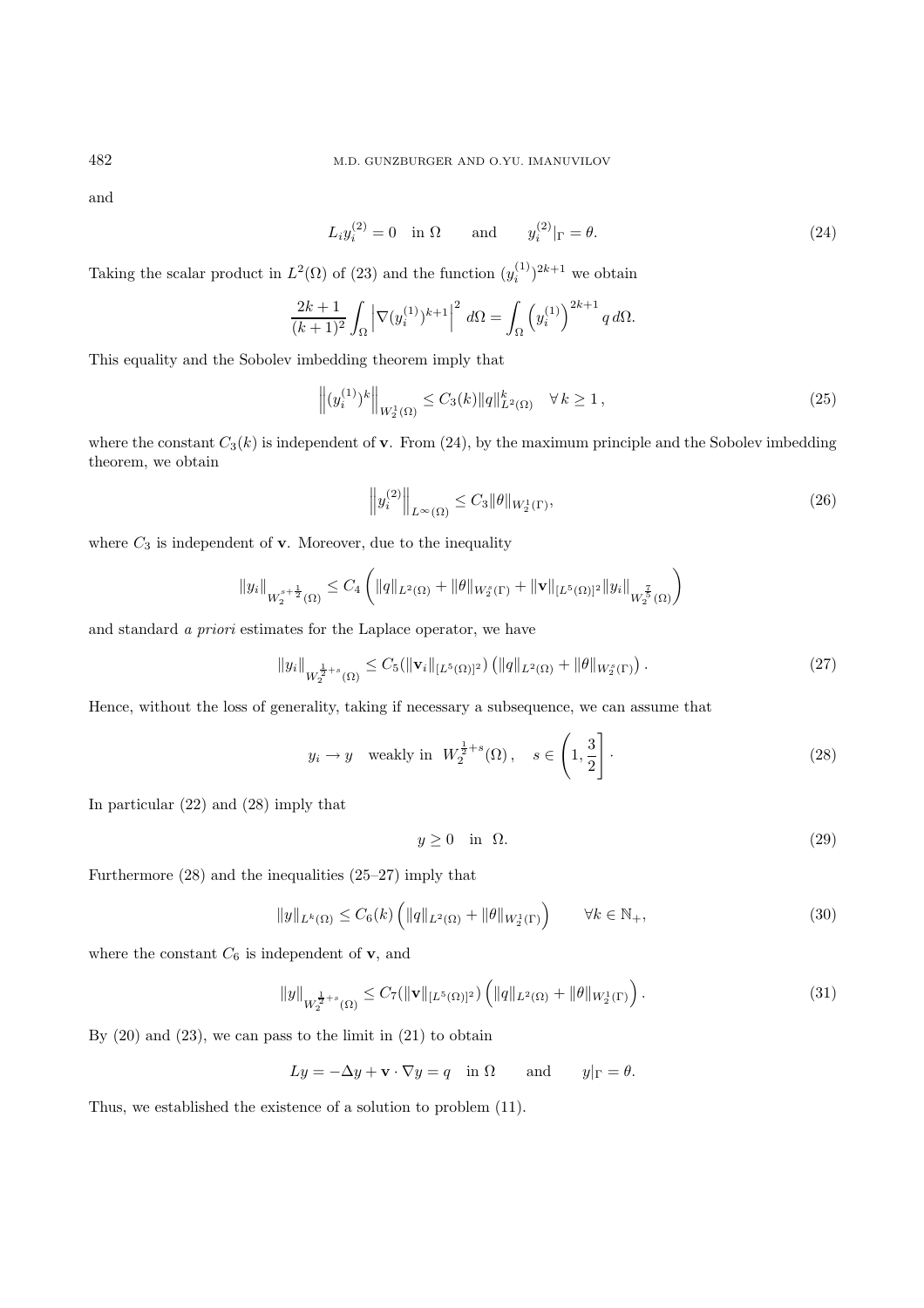and

$$L_i y_i^{(2)} = 0 \quad \text{in } \Omega \qquad \text{and} \qquad y_i^{(2)}|_\Gamma = \theta. \tag{24}$$

Taking the scalar product in $L^2(\Omega)$ of (23) and the function $(y_i^{(1)})^{2k+1}$ we obtain

$$\frac{2k+1}{(k+1)^2}\int_\Omega \left|\nabla (y_i^{(1)})^{k+1}\right|^2 \, d\Omega = \int_\Omega \left(y_i^{(1)}\right)^{2k+1} q \, d\Omega.$$

This equality and the Sobolev imbedding theorem imply that

$$\left\|(y_i^{(1)})^k\right\|_{W_2^1(\Omega)} \le C_3(k)\|q\|^k_{L^2(\Omega)} \quad \forall\, k \ge 1\,, \tag{25}$$

where the constant $C_3(k)$ is independent of $\mathbf{v}$. From (24), by the maximum principle and the Sobolev imbedding theorem, we obtain

$$\left\|y_i^{(2)}\right\|_{L^\infty(\Omega)} \le C_3\|\theta\|_{W_2^1(\Gamma)}, \tag{26}$$

where $C_3$ is independent of $\mathbf{v}$. Moreover, due to the inequality

$$\|y_i\|_{W_2^{s+\frac{1}{2}}(\Omega)} \le C_4\left(\|q\|_{L^2(\Omega)} + \|\theta\|_{W_2^s(\Gamma)} + \|\mathbf{v}\|_{[L^5(\Omega)]^2}\|y_i\|_{W_2^{\frac{7}{5}}(\Omega)}\right)$$

and standard *a priori* estimates for the Laplace operator, we have

$$\|y_i\|_{W_2^{\frac{1}{2}+s}(\Omega)} \le C_5(\|\mathbf{v}_i\|_{[L^5(\Omega)]^2})\left(\|q\|_{L^2(\Omega)} + \|\theta\|_{W_2^s(\Gamma)}\right). \tag{27}$$

Hence, without the loss of generality, taking if necessary a subsequence, we can assume that

$$y_i \to y \quad \text{weakly in } \; W_2^{\frac{1}{2}+s}(\Omega)\,, \quad s \in \left(1, \frac{3}{2}\right]\cdot \tag{28}$$

In particular (22) and (28) imply that

$$y \ge 0 \quad \text{in } \; \Omega. \tag{29}$$

Furthermore (28) and the inequalities (25–27) imply that

$$\|y\|_{L^k(\Omega)} \le C_6(k)\left(\|q\|_{L^2(\Omega)} + \|\theta\|_{W_2^1(\Gamma)}\right) \qquad \forall k \in \mathbb{N}_+, \tag{30}$$

where the constant $C_6$ is independent of $\mathbf{v}$, and

$$\|y\|_{W_2^{\frac{1}{2}+s}(\Omega)} \le C_7(\|\mathbf{v}\|_{[L^5(\Omega)]^2})\left(\|q\|_{L^2(\Omega)} + \|\theta\|_{W_2^1(\Gamma)}\right). \tag{31}$$

By (20) and (23), we can pass to the limit in (21) to obtain

$$Ly = -\Delta y + \mathbf{v}\cdot\nabla y = q \quad \text{in } \Omega \qquad \text{and} \qquad y|_\Gamma = \theta.$$

Thus, we established the existence of a solution to problem (11).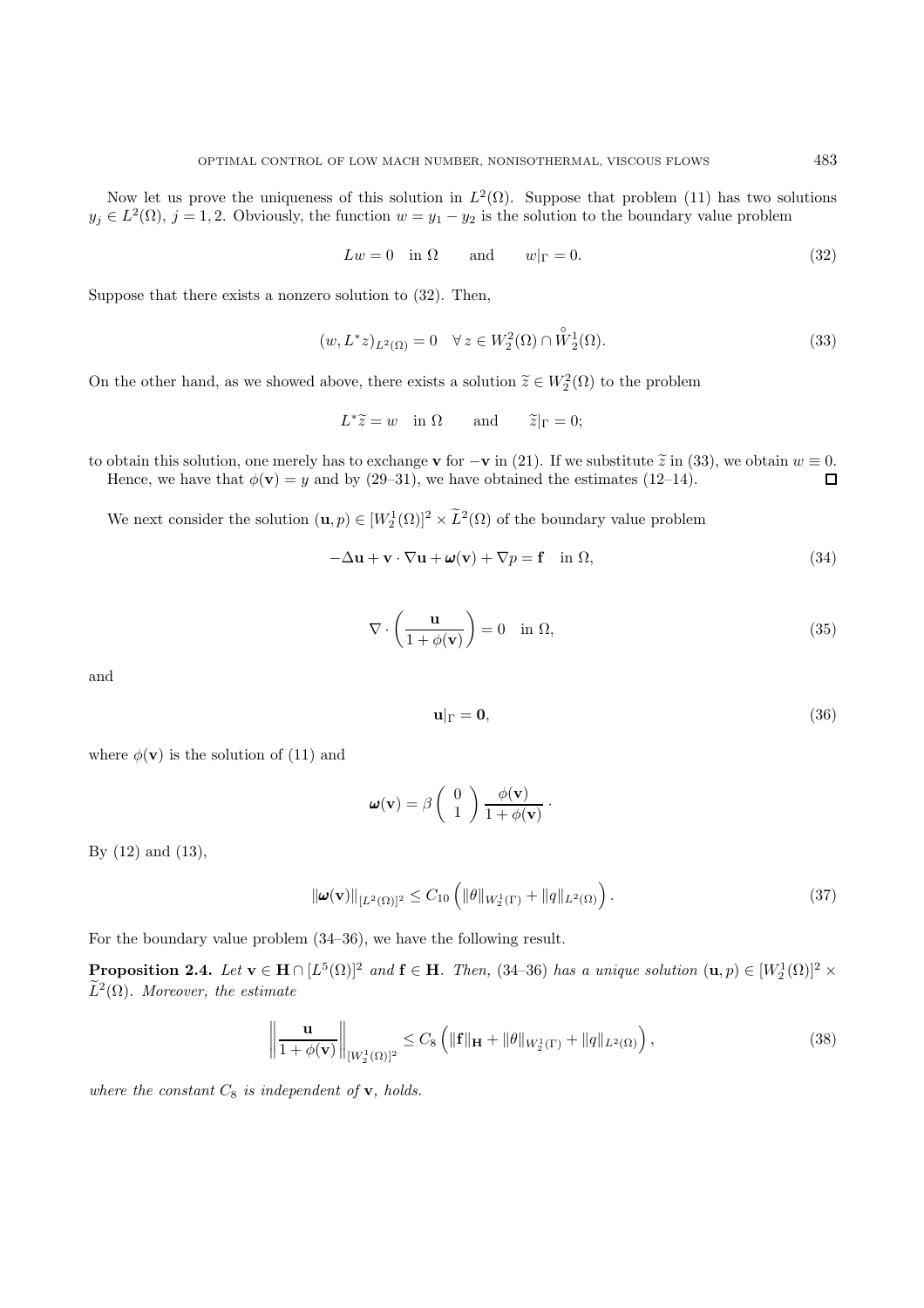Now let us prove the uniqueness of this solution in $L^2(\Omega)$. Suppose that problem (11) has two solutions $y_j \in L^2(\Omega)$, $j = 1, 2$. Obviously, the function $w = y_1 - y_2$ is the solution to the boundary value problem

$$
Lw = 0 \quad \text{in } \Omega \qquad \text{and} \qquad w|_\Gamma = 0. \tag{32}
$$

Suppose that there exists a nonzero solution to (32). Then,

$$
(w, L^* z)_{L^2(\Omega)} = 0 \quad \forall\, z \in W_2^2(\Omega) \cap \overset{\circ}{W}{}_2^1(\Omega). \tag{33}
$$

On the other hand, as we showed above, there exists a solution $\widetilde{z} \in W_2^2(\Omega)$ to the problem

$$
L^* \widetilde{z} = w \quad \text{in } \Omega \qquad \text{and} \qquad \widetilde{z}|_\Gamma = 0;
$$

to obtain this solution, one merely has to exchange $\mathbf{v}$ for $-\mathbf{v}$ in (21). If we substitute $\widetilde{z}$ in (33), we obtain $w \equiv 0$.
Hence, we have that $\phi(\mathbf{v}) = y$ and by (29–31), we have obtained the estimates (12–14). $\square$

We next consider the solution $(\mathbf{u}, p) \in [W_2^1(\Omega)]^2 \times \widetilde{L}^2(\Omega)$ of the boundary value problem

$$
-\Delta \mathbf{u} + \mathbf{v} \cdot \nabla \mathbf{u} + \boldsymbol{\omega}(\mathbf{v}) + \nabla p = \mathbf{f} \quad \text{in } \Omega, \tag{34}
$$

$$
\nabla \cdot \left( \frac{\mathbf{u}}{1 + \phi(\mathbf{v})} \right) = 0 \quad \text{in } \Omega, \tag{35}
$$

and

$$
\mathbf{u}|_\Gamma = \mathbf{0}, \tag{36}
$$

where $\phi(\mathbf{v})$ is the solution of (11) and

$$
\boldsymbol{\omega}(\mathbf{v}) = \beta \begin{pmatrix} 0 \\ 1 \end{pmatrix} \frac{\phi(\mathbf{v})}{1 + \phi(\mathbf{v})} \cdot
$$

By (12) and (13),

$$
\|\boldsymbol{\omega}(\mathbf{v})\|_{[L^2(\Omega)]^2} \le C_{10} \left( \|\theta\|_{W_2^1(\Gamma)} + \|q\|_{L^2(\Omega)} \right). \tag{37}
$$

For the boundary value problem (34–36), we have the following result.

**Proposition 2.4.** *Let $\mathbf{v} \in \mathbf{H} \cap [L^5(\Omega)]^2$ and $\mathbf{f} \in \mathbf{H}$. Then,* (34–36) *has a unique solution $(\mathbf{u}, p) \in [W_2^1(\Omega)]^2 \times \widetilde{L}^2(\Omega)$. Moreover, the estimate*

$$
\left\| \frac{\mathbf{u}}{1 + \phi(\mathbf{v})} \right\|_{[W_2^1(\Omega)]^2} \le C_8 \left( \|\mathbf{f}\|_{\mathbf{H}} + \|\theta\|_{W_2^1(\Gamma)} + \|q\|_{L^2(\Omega)} \right), \tag{38}
$$

*where the constant $C_8$ is independent of $\mathbf{v}$, holds.*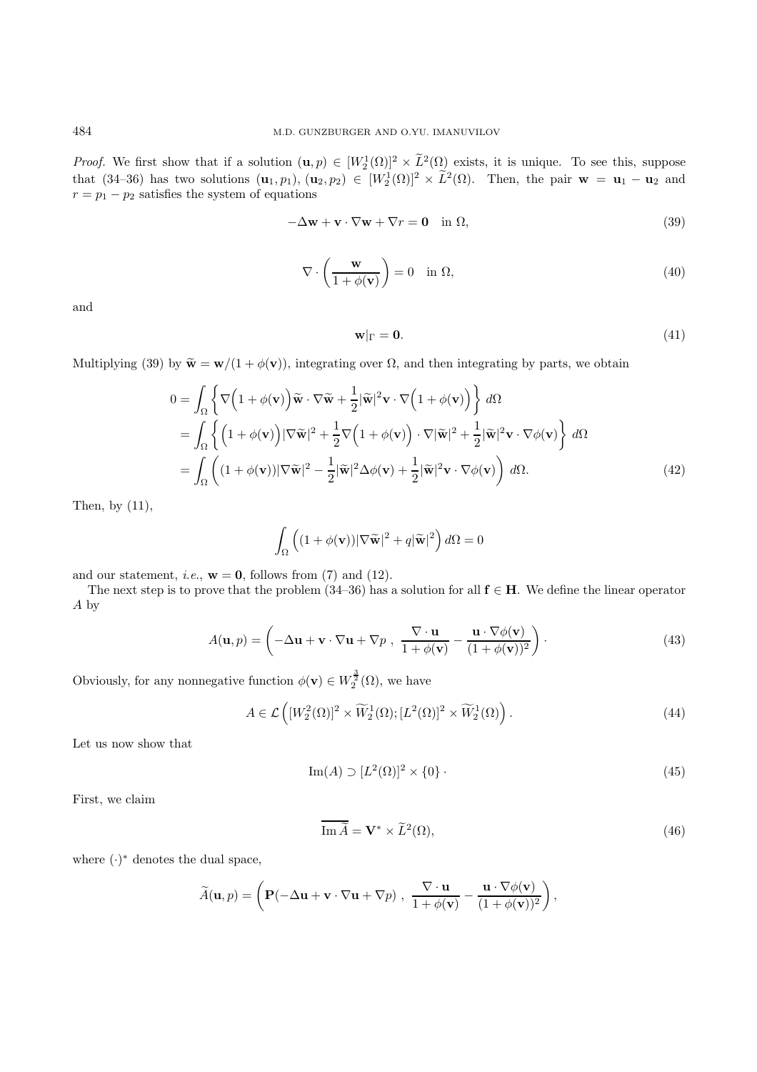*Proof.* We first show that if a solution $(\mathbf{u}, p) \in [W_2^1(\Omega)]^2 \times \widetilde{L}^2(\Omega)$ exists, it is unique. To see this, suppose that (34–36) has two solutions $(\mathbf{u}_1, p_1)$, $(\mathbf{u}_2, p_2) \in [W_2^1(\Omega)]^2 \times \widetilde{L}^2(\Omega)$. Then, the pair $\mathbf{w} = \mathbf{u}_1 - \mathbf{u}_2$ and $r = p_1 - p_2$ satisfies the system of equations

$$-\Delta \mathbf{w} + \mathbf{v} \cdot \nabla \mathbf{w} + \nabla r = \mathbf{0} \quad \text{in } \Omega, \tag{39}$$

$$\nabla \cdot \left( \frac{\mathbf{w}}{1 + \phi(\mathbf{v})} \right) = 0 \quad \text{in } \Omega, \tag{40}$$

and

$$\mathbf{w}|_\Gamma = \mathbf{0}. \tag{41}$$

Multiplying (39) by $\widetilde{\mathbf{w}} = \mathbf{w}/(1 + \phi(\mathbf{v}))$, integrating over $\Omega$, and then integrating by parts, we obtain

$$\begin{aligned}
0 &= \int_\Omega \left\{ \nabla\Big(1 + \phi(\mathbf{v})\Big)\widetilde{\mathbf{w}} \cdot \nabla \widetilde{\mathbf{w}} + \frac{1}{2}|\widetilde{\mathbf{w}}|^2 \mathbf{v} \cdot \nabla\Big(1 + \phi(\mathbf{v})\Big) \right\} d\Omega \\
&= \int_\Omega \left\{ \Big(1 + \phi(\mathbf{v})\Big)|\nabla \widetilde{\mathbf{w}}|^2 + \frac{1}{2}\nabla\Big(1 + \phi(\mathbf{v})\Big) \cdot \nabla |\widetilde{\mathbf{w}}|^2 + \frac{1}{2}|\widetilde{\mathbf{w}}|^2 \mathbf{v} \cdot \nabla \phi(\mathbf{v}) \right\} d\Omega \\
&= \int_\Omega \left( (1 + \phi(\mathbf{v}))|\nabla \widetilde{\mathbf{w}}|^2 - \frac{1}{2}|\widetilde{\mathbf{w}}|^2 \Delta \phi(\mathbf{v}) + \frac{1}{2}|\widetilde{\mathbf{w}}|^2 \mathbf{v} \cdot \nabla \phi(\mathbf{v}) \right) d\Omega.
\end{aligned} \tag{42}$$

Then, by (11),

$$\int_\Omega \Big( (1 + \phi(\mathbf{v}))|\nabla \widetilde{\mathbf{w}}|^2 + q|\widetilde{\mathbf{w}}|^2 \Big) d\Omega = 0$$

and our statement, *i.e.*, $\mathbf{w} = \mathbf{0}$, follows from (7) and (12).

The next step is to prove that the problem (34–36) has a solution for all $\mathbf{f} \in \mathbf{H}$. We define the linear operator $A$ by

$$A(\mathbf{u}, p) = \left( -\Delta \mathbf{u} + \mathbf{v} \cdot \nabla \mathbf{u} + \nabla p \;,\; \frac{\nabla \cdot \mathbf{u}}{1 + \phi(\mathbf{v})} - \frac{\mathbf{u} \cdot \nabla \phi(\mathbf{v})}{(1 + \phi(\mathbf{v}))^2} \right) \cdot \tag{43}$$

Obviously, for any nonnegative function $\phi(\mathbf{v}) \in W_2^{\frac{3}{2}}(\Omega)$, we have

$$A \in \mathcal{L}\left( [W_2^2(\Omega)]^2 \times \widetilde{W}_2^1(\Omega); [L^2(\Omega)]^2 \times \widetilde{W}_2^1(\Omega) \right). \tag{44}$$

Let us now show that

$$\mathrm{Im}(A) \supset [L^2(\Omega)]^2 \times \{0\} \cdot \tag{45}$$

First, we claim

$$\overline{\mathrm{Im}\, \widetilde{A}} = \mathbf{V}^* \times \widetilde{L}^2(\Omega), \tag{46}$$

where $(\cdot)^*$ denotes the dual space,

$$\widetilde{A}(\mathbf{u}, p) = \left( \mathbf{P}(-\Delta \mathbf{u} + \mathbf{v} \cdot \nabla \mathbf{u} + \nabla p) \;,\; \frac{\nabla \cdot \mathbf{u}}{1 + \phi(\mathbf{v})} - \frac{\mathbf{u} \cdot \nabla \phi(\mathbf{v})}{(1 + \phi(\mathbf{v}))^2} \right),$$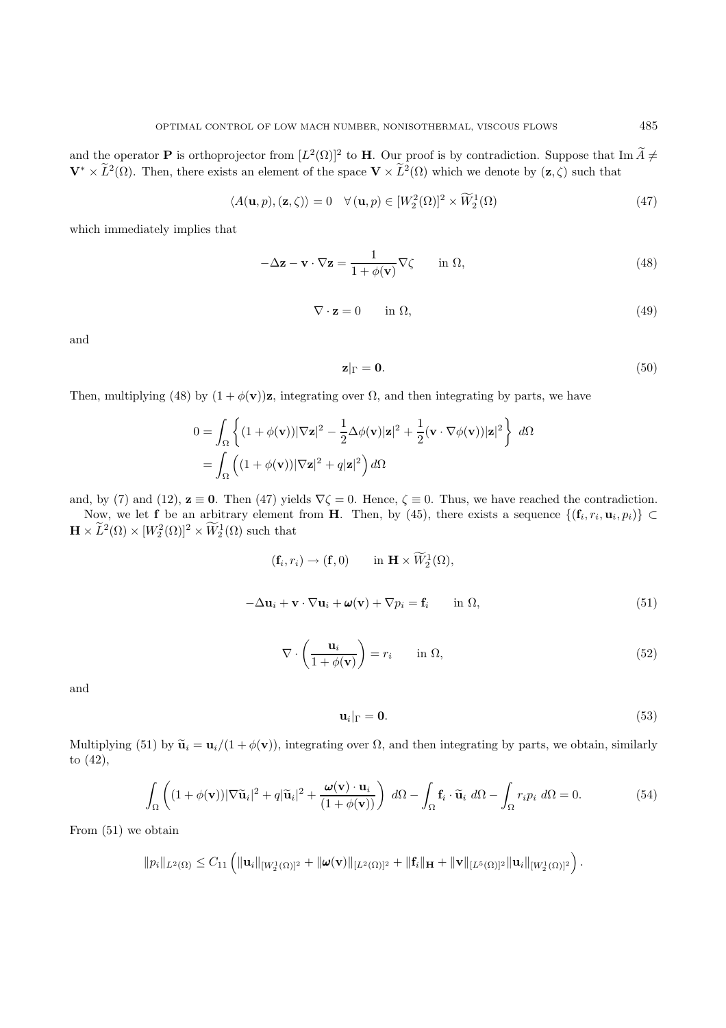and the operator $\mathbf{P}$ is orthoprojector from $[L^2(\Omega)]^2$ to $\mathbf{H}$. Our proof is by contradiction. Suppose that $\mathrm{Im}\, \widetilde{A} \neq \mathbf{V}^* \times \widetilde{L}^2(\Omega)$. Then, there exists an element of the space $\mathbf{V} \times \widetilde{L}^2(\Omega)$ which we denote by $(\mathbf{z}, \zeta)$ such that

$$\langle A(\mathbf{u}, p), (\mathbf{z}, \zeta) \rangle = 0 \quad \forall\, (\mathbf{u}, p) \in [W_2^2(\Omega)]^2 \times \widetilde{W}_2^1(\Omega) \tag{47}$$

which immediately implies that

$$-\Delta \mathbf{z} - \mathbf{v} \cdot \nabla \mathbf{z} = \frac{1}{1 + \phi(\mathbf{v})} \nabla \zeta \qquad \text{in } \Omega, \tag{48}$$

$$\nabla \cdot \mathbf{z} = 0 \qquad \text{in } \Omega, \tag{49}$$

and

$$\mathbf{z}|_\Gamma = \mathbf{0}. \tag{50}$$

Then, multiplying (48) by $(1 + \phi(\mathbf{v}))\mathbf{z}$, integrating over $\Omega$, and then integrating by parts, we have

$$\begin{aligned}
0 &= \int_\Omega \left\{ (1 + \phi(\mathbf{v}))|\nabla \mathbf{z}|^2 - \frac{1}{2}\Delta \phi(\mathbf{v})|\mathbf{z}|^2 + \frac{1}{2}(\mathbf{v} \cdot \nabla \phi(\mathbf{v}))|\mathbf{z}|^2 \right\} \, d\Omega \\
&= \int_\Omega \left( (1 + \phi(\mathbf{v}))|\nabla \mathbf{z}|^2 + q|\mathbf{z}|^2 \right) d\Omega
\end{aligned}$$

and, by (7) and (12), $\mathbf{z} \equiv \mathbf{0}$. Then (47) yields $\nabla \zeta = 0$. Hence, $\zeta \equiv 0$. Thus, we have reached the contradiction.

Now, we let $\mathbf{f}$ be an arbitrary element from $\mathbf{H}$. Then, by (45), there exists a sequence $\{(\mathbf{f}_i, r_i, \mathbf{u}_i, p_i)\} \subset \mathbf{H} \times \widetilde{L}^2(\Omega) \times [W_2^2(\Omega)]^2 \times \widetilde{W}_2^1(\Omega)$ such that

$$(\mathbf{f}_i, r_i) \to (\mathbf{f}, 0) \qquad \text{in } \mathbf{H} \times \widetilde{W}_2^1(\Omega),$$

$$-\Delta \mathbf{u}_i + \mathbf{v} \cdot \nabla \mathbf{u}_i + \boldsymbol{\omega}(\mathbf{v}) + \nabla p_i = \mathbf{f}_i \qquad \text{in } \Omega, \tag{51}$$

$$\nabla \cdot \left( \frac{\mathbf{u}_i}{1 + \phi(\mathbf{v})} \right) = r_i \qquad \text{in } \Omega, \tag{52}$$

and

$$\mathbf{u}_i|_\Gamma = \mathbf{0}. \tag{53}$$

Multiplying (51) by $\widetilde{\mathbf{u}}_i = \mathbf{u}_i/(1 + \phi(\mathbf{v}))$, integrating over $\Omega$, and then integrating by parts, we obtain, similarly to (42),

$$\int_\Omega \left( (1 + \phi(\mathbf{v}))|\nabla \widetilde{\mathbf{u}}_i|^2 + q|\widetilde{\mathbf{u}}_i|^2 + \frac{\boldsymbol{\omega}(\mathbf{v}) \cdot \mathbf{u}_i}{(1 + \phi(\mathbf{v}))} \right) \, d\Omega - \int_\Omega \mathbf{f}_i \cdot \widetilde{\mathbf{u}}_i \, d\Omega - \int_\Omega r_i p_i \, d\Omega = 0. \tag{54}$$

From (51) we obtain

$$\|p_i\|_{L^2(\Omega)} \leq C_{11} \left( \|\mathbf{u}_i\|_{[W_2^1(\Omega)]^2} + \|\boldsymbol{\omega}(\mathbf{v})\|_{[L^2(\Omega)]^2} + \|\mathbf{f}_i\|_{\mathbf{H}} + \|\mathbf{v}\|_{[L^5(\Omega)]^2} \|\mathbf{u}_i\|_{[W_2^1(\Omega)]^2} \right).$$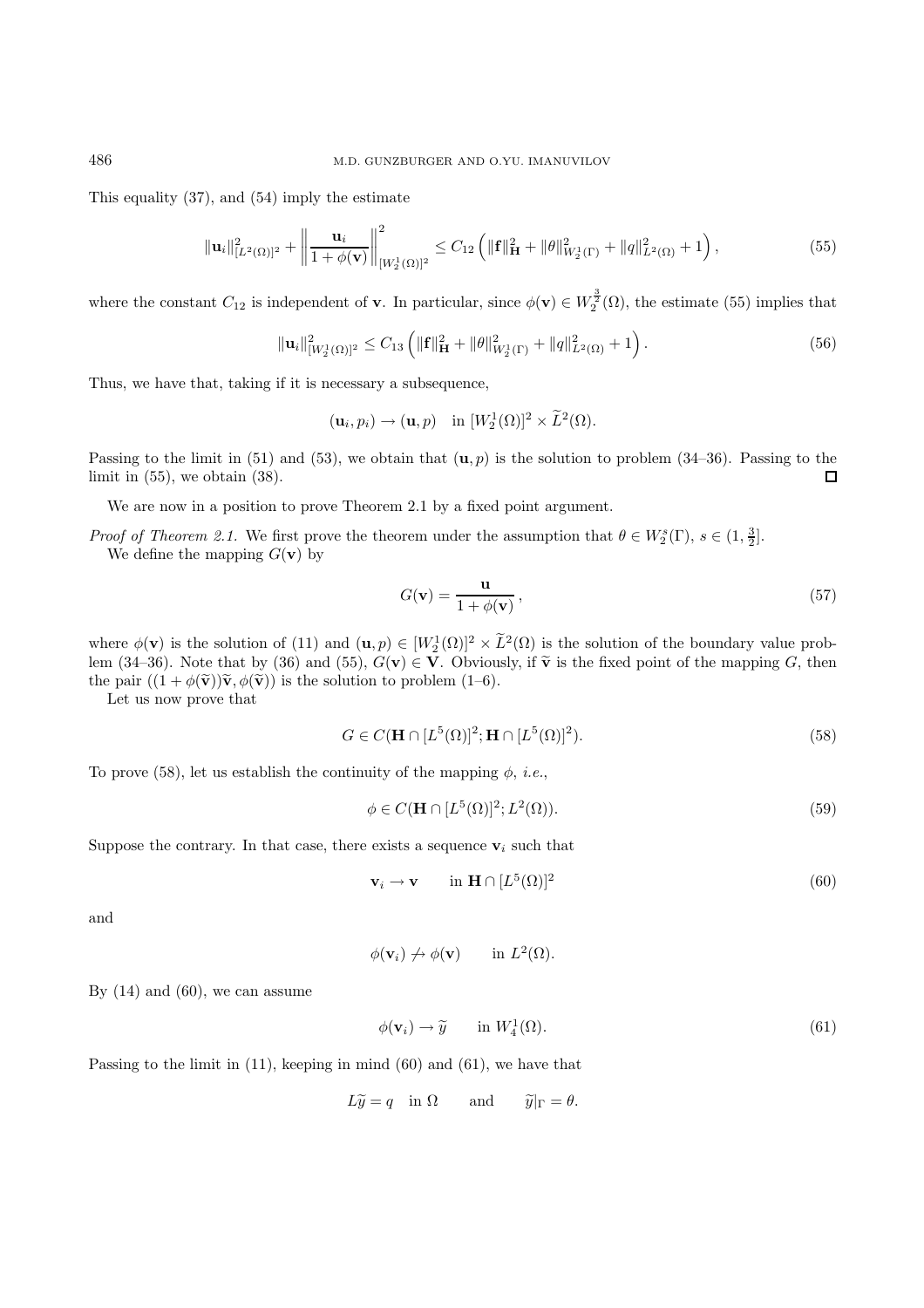This equality (37), and (54) imply the estimate

$$\|\mathbf{u}_i\|^2_{[L^2(\Omega)]^2} + \left\|\frac{\mathbf{u}_i}{1+\phi(\mathbf{v})}\right\|^2_{[W^1_2(\Omega)]^2} \le C_{12}\left(\|\mathbf{f}\|^2_{\mathbf{H}} + \|\theta\|^2_{W^1_2(\Gamma)} + \|q\|^2_{L^2(\Omega)} + 1\right), \tag{55}$$

where the constant $C_{12}$ is independent of $\mathbf{v}$. In particular, since $\phi(\mathbf{v}) \in W^{\frac{3}{2}}_2(\Omega)$, the estimate (55) implies that

$$\|\mathbf{u}_i\|^2_{[W^1_2(\Omega)]^2} \le C_{13}\left(\|\mathbf{f}\|^2_{\mathbf{H}} + \|\theta\|^2_{W^1_2(\Gamma)} + \|q\|^2_{L^2(\Omega)} + 1\right). \tag{56}$$

Thus, we have that, taking if it is necessary a subsequence,

$$(\mathbf{u}_i, p_i) \to (\mathbf{u}, p) \quad \text{in } [W^1_2(\Omega)]^2 \times \widetilde{L}^2(\Omega).$$

Passing to the limit in (51) and (53), we obtain that $(\mathbf{u}, p)$ is the solution to problem (34–36). Passing to the limit in (55), we obtain (38). □

We are now in a position to prove Theorem 2.1 by a fixed point argument.

*Proof of Theorem 2.1.* We first prove the theorem under the assumption that $\theta \in W^s_2(\Gamma)$, $s \in (1, \frac{3}{2}]$.

We define the mapping $G(\mathbf{v})$ by

$$G(\mathbf{v}) = \frac{\mathbf{u}}{1+\phi(\mathbf{v})}, \tag{57}$$

where $\phi(\mathbf{v})$ is the solution of (11) and $(\mathbf{u}, p) \in [W^1_2(\Omega)]^2 \times \widetilde{L}^2(\Omega)$ is the solution of the boundary value problem (34–36). Note that by (36) and (55), $G(\mathbf{v}) \in \mathbf{V}$. Obviously, if $\widetilde{\mathbf{v}}$ is the fixed point of the mapping $G$, then the pair $((1+\phi(\widetilde{\mathbf{v}}))\widetilde{\mathbf{v}}, \phi(\widetilde{\mathbf{v}}))$ is the solution to problem (1–6).

Let us now prove that

$$G \in C(\mathbf{H} \cap [L^5(\Omega)]^2; \mathbf{H} \cap [L^5(\Omega)]^2). \tag{58}$$

To prove (58), let us establish the continuity of the mapping $\phi$, *i.e.*,

$$\phi \in C(\mathbf{H} \cap [L^5(\Omega)]^2; L^2(\Omega)). \tag{59}$$

Suppose the contrary. In that case, there exists a sequence $\mathbf{v}_i$ such that

$$\mathbf{v}_i \to \mathbf{v} \qquad \text{in } \mathbf{H} \cap [L^5(\Omega)]^2 \tag{60}$$

and

$$\phi(\mathbf{v}_i) \not\to \phi(\mathbf{v}) \qquad \text{in } L^2(\Omega).$$

By (14) and (60), we can assume

$$\phi(\mathbf{v}_i) \to \widetilde{y} \qquad \text{in } W^1_4(\Omega). \tag{61}$$

Passing to the limit in (11), keeping in mind (60) and (61), we have that

$$L\widetilde{y} = q \quad \text{in } \Omega \qquad \text{and} \qquad \widetilde{y}|_\Gamma = \theta.$$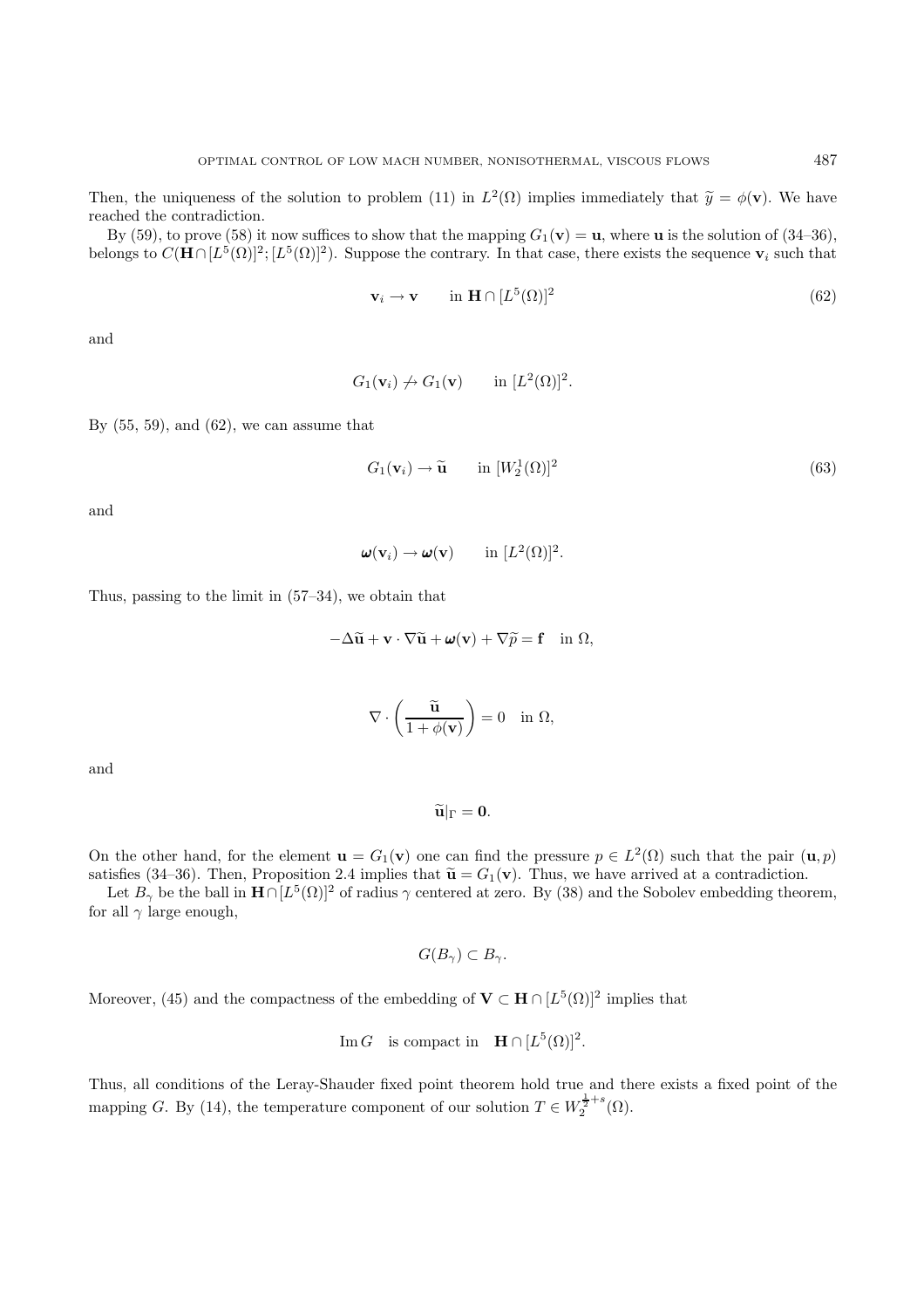Then, the uniqueness of the solution to problem (11) in $L^2(\Omega)$ implies immediately that $\widetilde{y} = \phi(\mathbf{v})$. We have reached the contradiction.

By (59), to prove (58) it now suffices to show that the mapping $G_1(\mathbf{v}) = \mathbf{u}$, where $\mathbf{u}$ is the solution of (34–36), belongs to $C(\mathbf{H} \cap [L^5(\Omega)]^2; [L^5(\Omega)]^2)$. Suppose the contrary. In that case, there exists the sequence $\mathbf{v}_i$ such that

$$\mathbf{v}_i \to \mathbf{v} \qquad \text{in } \mathbf{H} \cap [L^5(\Omega)]^2 \tag{62}$$

and

$$G_1(\mathbf{v}_i) \not\to G_1(\mathbf{v}) \qquad \text{in } [L^2(\Omega)]^2.$$

By (55, 59), and (62), we can assume that

$$G_1(\mathbf{v}_i) \to \widetilde{\mathbf{u}} \qquad \text{in } [W_2^1(\Omega)]^2 \tag{63}$$

and

$$\boldsymbol{\omega}(\mathbf{v}_i) \to \boldsymbol{\omega}(\mathbf{v}) \qquad \text{in } [L^2(\Omega)]^2.$$

Thus, passing to the limit in (57–34), we obtain that

$$-\Delta \widetilde{\mathbf{u}} + \mathbf{v} \cdot \nabla \widetilde{\mathbf{u}} + \boldsymbol{\omega}(\mathbf{v}) + \nabla \widetilde{p} = \mathbf{f} \quad \text{in } \Omega,$$

$$\nabla \cdot \left( \frac{\widetilde{\mathbf{u}}}{1 + \phi(\mathbf{v})} \right) = 0 \quad \text{in } \Omega,$$

and

$$\widetilde{\mathbf{u}}|_\Gamma = \mathbf{0}.$$

On the other hand, for the element $\mathbf{u} = G_1(\mathbf{v})$ one can find the pressure $p \in L^2(\Omega)$ such that the pair $(\mathbf{u}, p)$ satisfies (34–36). Then, Proposition 2.4 implies that $\widetilde{\mathbf{u}} = G_1(\mathbf{v})$. Thus, we have arrived at a contradiction.

Let $B_\gamma$ be the ball in $\mathbf{H} \cap [L^5(\Omega)]^2$ of radius $\gamma$ centered at zero. By (38) and the Sobolev embedding theorem, for all $\gamma$ large enough,

$$G(B_\gamma) \subset B_\gamma.$$

Moreover, (45) and the compactness of the embedding of $\mathbf{V} \subset \mathbf{H} \cap [L^5(\Omega)]^2$ implies that

$$\operatorname{Im} G \quad \text{is compact in} \quad \mathbf{H} \cap [L^5(\Omega)]^2.$$

Thus, all conditions of the Leray-Shauder fixed point theorem hold true and there exists a fixed point of the mapping $G$. By (14), the temperature component of our solution $T \in W_2^{\frac{1}{2}+s}(\Omega)$.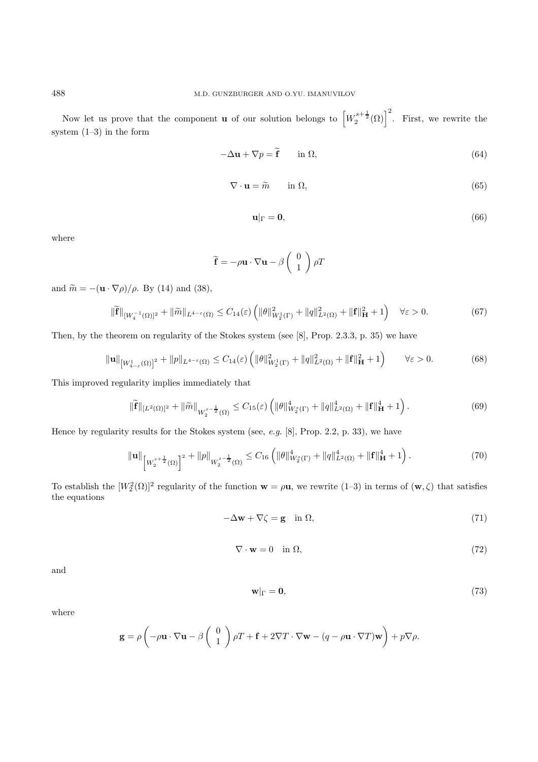Now let us prove that the component $\mathbf{u}$ of our solution belongs to $\left[W_2^{s+\frac{1}{2}}(\Omega)\right]^2$. First, we rewrite the system (1–3) in the form

$$-\Delta \mathbf{u} + \nabla p = \widetilde{\mathbf{f}} \qquad \text{in } \Omega, \tag{64}$$

$$\nabla \cdot \mathbf{u} = \widetilde{m} \qquad \text{in } \Omega, \tag{65}$$

$$\mathbf{u}|_\Gamma = \mathbf{0}, \tag{66}$$

where

$$\widetilde{\mathbf{f}} = -\rho \mathbf{u} \cdot \nabla \mathbf{u} - \beta \begin{pmatrix} 0 \\ 1 \end{pmatrix} \rho T$$

and $\widetilde{m} = -(\mathbf{u} \cdot \nabla \rho)/\rho$. By (14) and (38),

$$\|\widetilde{\mathbf{f}}\|_{[W_4^{-1}(\Omega)]^2} + \|\widetilde{m}\|_{L^{4-\varepsilon}(\Omega)} \leq C_{14}(\varepsilon)\left(\|\theta\|^2_{W_2^1(\Gamma)} + \|q\|^2_{L^2(\Omega)} + \|\mathbf{f}\|^2_{\mathbf{H}} + 1\right) \quad \forall \varepsilon > 0. \tag{67}$$

Then, by the theorem on regularity of the Stokes system (see [8], Prop. 2.3.3, p. 35) we have

$$\|\mathbf{u}\|_{\left[W^1_{4-\varepsilon}(\Omega)\right]^2} + \|p\|_{L^{4-\varepsilon}(\Omega)} \leq C_{14}(\varepsilon)\left(\|\theta\|^2_{W_2^1(\Gamma)} + \|q\|^2_{L^2(\Omega)} + \|\mathbf{f}\|^2_{\mathbf{H}} + 1\right) \qquad \forall \varepsilon > 0. \tag{68}$$

This improved regularity implies immediately that

$$\|\widetilde{\mathbf{f}}\|_{[L^2(\Omega)]^2} + \|\widetilde{m}\|_{W_2^{s-\frac{1}{2}}(\Omega)} \leq C_{15}(\varepsilon)\left(\|\theta\|^4_{W_2^s(\Gamma)} + \|q\|^4_{L^2(\Omega)} + \|\mathbf{f}\|^4_{\mathbf{H}} + 1\right). \tag{69}$$

Hence by regularity results for the Stokes system (see, *e.g.* [8], Prop. 2.2, p. 33), we have

$$\|\mathbf{u}\|_{\left[W_2^{s+\frac{1}{2}}(\Omega)\right]^2} + \|p\|_{W_2^{s-\frac{1}{2}}(\Omega)} \leq C_{16}\left(\|\theta\|^4_{W_2^s(\Gamma)} + \|q\|^4_{L^2(\Omega)} + \|\mathbf{f}\|^4_{\mathbf{H}} + 1\right). \tag{70}$$

To establish the $[W_2^2(\Omega)]^2$ regularity of the function $\mathbf{w} = \rho \mathbf{u}$, we rewrite (1–3) in terms of $(\mathbf{w}, \zeta)$ that satisfies the equations

$$-\Delta \mathbf{w} + \nabla \zeta = \mathbf{g} \quad \text{in } \Omega, \tag{71}$$

$$\nabla \cdot \mathbf{w} = 0 \quad \text{in } \Omega, \tag{72}$$

and

$$\mathbf{w}|_\Gamma = \mathbf{0}, \tag{73}$$

where

$$\mathbf{g} = \rho\left(-\rho \mathbf{u} \cdot \nabla \mathbf{u} - \beta \begin{pmatrix} 0 \\ 1 \end{pmatrix} \rho T + \mathbf{f} + 2\nabla T \cdot \nabla \mathbf{w} - (q - \rho \mathbf{u} \cdot \nabla T)\mathbf{w}\right) + p \nabla \rho.$$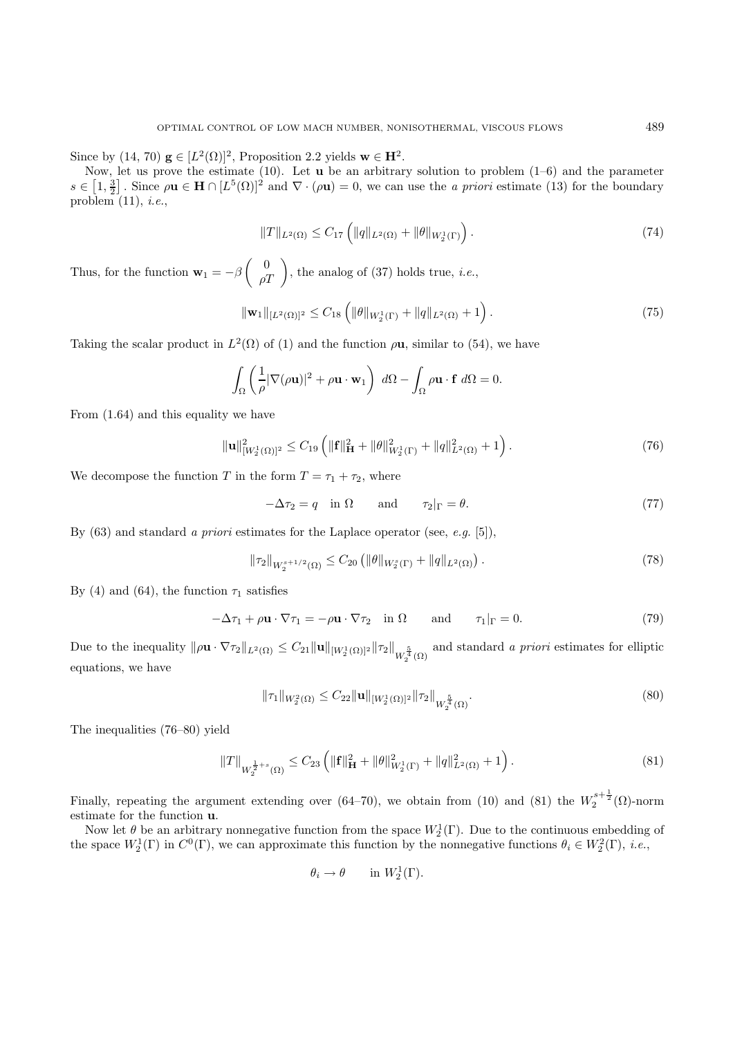Since by (14, 70) $\mathbf{g} \in [L^2(\Omega)]^2$, Proposition 2.2 yields $\mathbf{w} \in \mathbf{H}^2$.

Now, let us prove the estimate (10). Let $\mathbf{u}$ be an arbitrary solution to problem (1–6) and the parameter $s \in \left[1, \frac{3}{2}\right]$. Since $\rho\mathbf{u} \in \mathbf{H} \cap [L^5(\Omega)]^2$ and $\nabla \cdot (\rho\mathbf{u}) = 0$, we can use the *a priori* estimate (13) for the boundary problem (11), *i.e.*,

$$\|T\|_{L^2(\Omega)} \leq C_{17} \left( \|q\|_{L^2(\Omega)} + \|\theta\|_{W_2^1(\Gamma)} \right). \tag{74}$$

Thus, for the function $\mathbf{w}_1 = -\beta \begin{pmatrix} 0 \\ \rho T \end{pmatrix}$, the analog of (37) holds true, *i.e.*,

$$\|\mathbf{w}_1\|_{[L^2(\Omega)]^2} \leq C_{18} \left( \|\theta\|_{W_2^1(\Gamma)} + \|q\|_{L^2(\Omega)} + 1 \right). \tag{75}$$

Taking the scalar product in $L^2(\Omega)$ of (1) and the function $\rho\mathbf{u}$, similar to (54), we have

$$\int_\Omega \left( \frac{1}{\rho} |\nabla(\rho\mathbf{u})|^2 + \rho\mathbf{u} \cdot \mathbf{w}_1 \right) \, d\Omega - \int_\Omega \rho\mathbf{u} \cdot \mathbf{f} \, d\Omega = 0.$$

From (1.64) and this equality we have

$$\|\mathbf{u}\|^2_{[W_2^1(\Omega)]^2} \leq C_{19} \left( \|\mathbf{f}\|^2_{\mathbf{H}} + \|\theta\|^2_{W_2^1(\Gamma)} + \|q\|^2_{L^2(\Omega)} + 1 \right). \tag{76}$$

We decompose the function $T$ in the form $T = \tau_1 + \tau_2$, where

$$-\Delta\tau_2 = q \quad \text{in } \Omega \qquad \text{and} \qquad \tau_2|_\Gamma = \theta. \tag{77}$$

By (63) and standard *a priori* estimates for the Laplace operator (see, *e.g.* [5]),

$$\|\tau_2\|_{W_2^{s+1/2}(\Omega)} \leq C_{20} \left( \|\theta\|_{W_2^s(\Gamma)} + \|q\|_{L^2(\Omega)} \right). \tag{78}$$

By (4) and (64), the function $\tau_1$ satisfies

$$-\Delta\tau_1 + \rho\mathbf{u} \cdot \nabla\tau_1 = -\rho\mathbf{u} \cdot \nabla\tau_2 \quad \text{in } \Omega \qquad \text{and} \qquad \tau_1|_\Gamma = 0. \tag{79}$$

Due to the inequality $\|\rho\mathbf{u} \cdot \nabla\tau_2\|_{L^2(\Omega)} \leq C_{21} \|\mathbf{u}\|_{[W_2^1(\Omega)]^2} \|\tau_2\|_{W_2^{\frac{5}{4}}(\Omega)}$ and standard *a priori* estimates for elliptic equations, we have

$$\|\tau_1\|_{W_2^2(\Omega)} \leq C_{22} \|\mathbf{u}\|_{[W_2^1(\Omega)]^2} \|\tau_2\|_{W_2^{\frac{5}{4}}(\Omega)}. \tag{80}$$

The inequalities (76–80) yield

$$\|T\|_{W_2^{\frac{1}{2}+s}(\Omega)} \leq C_{23} \left( \|\mathbf{f}\|^2_{\mathbf{H}} + \|\theta\|^2_{W_2^1(\Gamma)} + \|q\|^2_{L^2(\Omega)} + 1 \right). \tag{81}$$

Finally, repeating the argument extending over (64–70), we obtain from (10) and (81) the $W_2^{s+\frac{1}{2}}(\Omega)$-norm estimate for the function $\mathbf{u}$.

Now let $\theta$ be an arbitrary nonnegative function from the space $W_2^1(\Gamma)$. Due to the continuous embedding of the space $W_2^1(\Gamma)$ in $C^0(\Gamma)$, we can approximate this function by the nonnegative functions $\theta_i \in W_2^2(\Gamma)$, *i.e.*,

$$\theta_i \to \theta \qquad \text{in } W_2^1(\Gamma).$$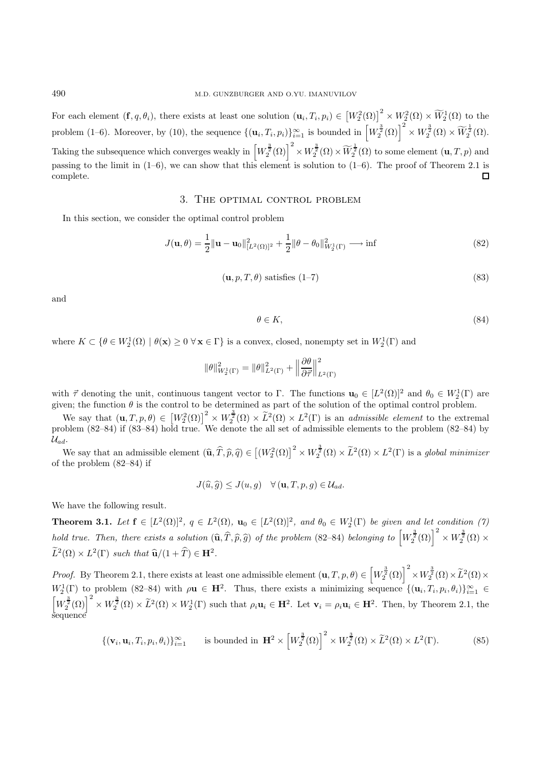For each element $(\mathbf{f}, q, \theta_i)$, there exists at least one solution $(\mathbf{u}_i, T_i, p_i) \in \left[W_2^2(\Omega)\right]^2 \times W_2^2(\Omega) \times \widetilde{W}_2^1(\Omega)$ to the problem (1–6). Moreover, by (10), the sequence $\{(\mathbf{u}_i, T_i, p_i)\}_{i=1}^\infty$ is bounded in $\left[W_2^{\frac{3}{2}}(\Omega)\right]^2 \times W_2^{\frac{3}{2}}(\Omega) \times \widetilde{W}_2^{\frac{1}{2}}(\Omega)$. Taking the subsequence which converges weakly in $\left[W_2^{\frac{3}{2}}(\Omega)\right]^2 \times W_2^{\frac{3}{2}}(\Omega) \times \widetilde{W}_2^{\frac{1}{2}}(\Omega)$ to some element $(\mathbf{u}, T, p)$ and passing to the limit in (1–6), we can show that this element is solution to (1–6). The proof of Theorem 2.1 is complete. □

## 3. The optimal control problem

In this section, we consider the optimal control problem

$$J(\mathbf{u}, \theta) = \frac{1}{2}\|\mathbf{u} - \mathbf{u}_0\|^2_{[L^2(\Omega)]^2} + \frac{1}{2}\|\theta - \theta_0\|^2_{W_2^1(\Gamma)} \longrightarrow \inf \tag{82}$$

$$(\mathbf{u}, p, T, \theta) \text{ satisfies (1–7)} \tag{83}$$

and

$$\theta \in K, \tag{84}$$

where $K \subset \{\theta \in W_2^1(\Omega) \mid \theta(\mathbf{x}) \geq 0 \; \forall \mathbf{x} \in \Gamma\}$ is a convex, closed, nonempty set in $W_2^1(\Gamma)$ and

$$\|\theta\|^2_{W_2^1(\Gamma)} = \|\theta\|^2_{L^2(\Gamma)} + \left\|\frac{\partial \theta}{\partial \vec{\tau}}\right\|^2_{L^2(\Gamma)}$$

with $\vec{\tau}$ denoting the unit, continuous tangent vector to $\Gamma$. The functions $\mathbf{u}_0 \in [L^2(\Omega)]^2$ and $\theta_0 \in W_2^1(\Gamma)$ are given; the function $\theta$ is the control to be determined as part of the solution of the optimal control problem.

We say that $(\mathbf{u}, T, p, \theta) \in \left[W_2^2(\Omega)\right]^2 \times W_2^{\frac{3}{2}}(\Omega) \times \widetilde{L}^2(\Omega) \times L^2(\Gamma)$ is an *admissible element* to the extremal problem (82–84) if (83–84) hold true. We denote the all set of admissible elements to the problem (82–84) by $\mathcal{U}_{ad}$.

We say that an admissible element $(\widehat{\mathbf{u}}, \widehat{T}, \widehat{p}, \widehat{q}) \in \left[(W_2^2(\Omega)\right]^2 \times W_2^{\frac{3}{2}}(\Omega) \times \widetilde{L}^2(\Omega) \times L^2(\Gamma)$ is a *global minimizer* of the problem (82–84) if

$$J(\widehat{u}, \widehat{g}) \leq J(u, g) \quad \forall \, (\mathbf{u}, T, p, g) \in \mathcal{U}_{ad}.$$

We have the following result.

**Theorem 3.1.** *Let $\mathbf{f} \in [L^2(\Omega)]^2$, $q \in L^2(\Omega)$, $\mathbf{u}_0 \in [L^2(\Omega)]^2$, and $\theta_0 \in W_2^1(\Gamma)$ be given and let condition (7) hold true. Then, there exists a solution $(\widehat{\mathbf{u}}, \widehat{T}, \widehat{p}, \widehat{g})$ of the problem* (82–84) *belonging to $\left[W_2^{\frac{3}{2}}(\Omega)\right]^2 \times W_2^{\frac{3}{2}}(\Omega) \times \widetilde{L}^2(\Omega) \times L^2(\Gamma)$ such that $\widehat{\mathbf{u}}/(1 + \widehat{T}) \in \mathbf{H}^2$.*

*Proof.* By Theorem 2.1, there exists at least one admissible element $(\mathbf{u}, T, p, \theta) \in \left[W_2^{\frac{3}{2}}(\Omega)\right]^2 \times W_2^{\frac{3}{2}}(\Omega) \times \widetilde{L}^2(\Omega) \times W_2^1(\Gamma)$ to problem (82–84) with $\rho\mathbf{u} \in \mathbf{H}^2$. Thus, there exists a minimizing sequence $\{(\mathbf{u}_i, T_i, p_i, \theta_i)\}_{i=1}^\infty \in \left[W_2^{\frac{3}{2}}(\Omega)\right]^2 \times W_2^{\frac{3}{2}}(\Omega) \times \widetilde{L}^2(\Omega) \times W_2^1(\Gamma)$ such that $\rho_i \mathbf{u}_i \in \mathbf{H}^2$. Let $\mathbf{v}_i = \rho_i \mathbf{u}_i \in \mathbf{H}^2$. Then, by Theorem 2.1, the sequence

$$\{(\mathbf{v}_i, \mathbf{u}_i, T_i, p_i, \theta_i)\}_{i=1}^\infty \qquad \text{is bounded in } \mathbf{H}^2 \times \left[W_2^{\frac{3}{2}}(\Omega)\right]^2 \times W_2^{\frac{3}{2}}(\Omega) \times \widetilde{L}^2(\Omega) \times L^2(\Gamma). \tag{85}$$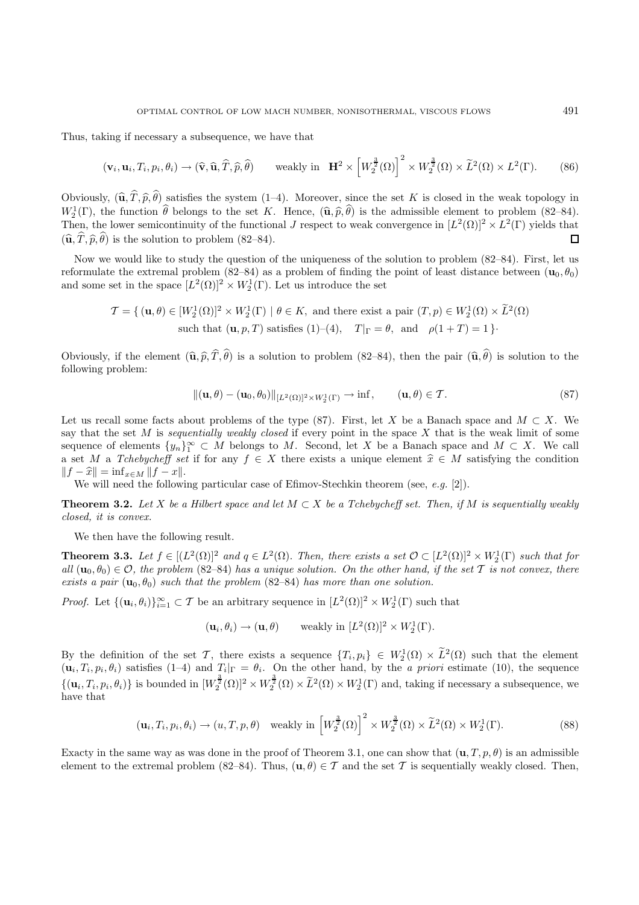Thus, taking if necessary a subsequence, we have that

$$(\mathbf{v}_i, \mathbf{u}_i, T_i, p_i, \theta_i) \to (\widehat{\mathbf{v}}, \widehat{\mathbf{u}}, \widehat{T}, \widehat{p}, \widehat{\theta}) \qquad \text{weakly in} \;\; \mathbf{H}^2 \times \left[W_2^{\frac{3}{2}}(\Omega)\right]^2 \times W_2^{\frac{3}{2}}(\Omega) \times \widetilde{L}^2(\Omega) \times L^2(\Gamma). \tag{86}$$

Obviously, $(\widehat{\mathbf{u}}, \widehat{T}, \widehat{p}, \widehat{\theta})$ satisfies the system (1–4). Moreover, since the set $K$ is closed in the weak topology in $W_2^1(\Gamma)$, the function $\widehat{\theta}$ belongs to the set $K$. Hence, $(\widehat{\mathbf{u}}, \widehat{p}, \widehat{\theta})$ is the admissible element to problem (82–84). Then, the lower semicontinuity of the functional $J$ respect to weak convergence in $[L^2(\Omega)]^2 \times L^2(\Gamma)$ yields that $(\widehat{\mathbf{u}}, \widehat{T}, \widehat{p}, \widehat{\theta})$ is the solution to problem (82–84). $\square$

Now we would like to study the question of the uniqueness of the solution to problem (82–84). First, let us reformulate the extremal problem (82–84) as a problem of finding the point of least distance between $(\mathbf{u}_0, \theta_0)$ and some set in the space $[L^2(\Omega)]^2 \times W_2^1(\Gamma)$. Let us introduce the set

$$\mathcal{T} = \{\, (\mathbf{u}, \theta) \in [W_2^1(\Omega)]^2 \times W_2^1(\Gamma) \mid \theta \in K, \text{ and there exist a pair } (T, p) \in W_2^1(\Omega) \times \widetilde{L}^2(\Omega)$$
$$\text{such that } (\mathbf{u}, p, T) \text{ satisfies (1)–(4)}, \quad T|_\Gamma = \theta, \text{ and } \;\; \rho(1+T) = 1 \,\}\cdot$$

Obviously, if the element $(\widehat{\mathbf{u}}, \widehat{p}, \widehat{T}, \widehat{\theta})$ is a solution to problem (82–84), then the pair $(\widehat{\mathbf{u}}, \widehat{\theta})$ is solution to the following problem:

$$\|(\mathbf{u}, \theta) - (\mathbf{u}_0, \theta_0)\|_{[L^2(\Omega)]^2 \times W_2^1(\Gamma)} \to \inf, \qquad (\mathbf{u}, \theta) \in \mathcal{T}. \tag{87}$$

Let us recall some facts about problems of the type (87). First, let $X$ be a Banach space and $M \subset X$. We say that the set $M$ is *sequentially weakly closed* if every point in the space $X$ that is the weak limit of some sequence of elements $\{y_n\}_1^\infty \subset M$ belongs to $M$. Second, let $X$ be a Banach space and $M \subset X$. We call a set $M$ a *Tchebycheff set* if for any $f \in X$ there exists a unique element $\widehat{x} \in M$ satisfying the condition $\|f - \widehat{x}\| = \inf_{x \in M} \|f - x\|$.

We will need the following particular case of Efimov-Stechkin theorem (see, *e.g.* [2]).

**Theorem 3.2.** *Let $X$ be a Hilbert space and let $M \subset X$ be a Tchebycheff set. Then, if $M$ is sequentially weakly closed, it is convex.*

We then have the following result.

**Theorem 3.3.** *Let $f \in [(L^2(\Omega)]^2$ and $q \in L^2(\Omega)$. Then, there exists a set $\mathcal{O} \subset [L^2(\Omega)]^2 \times W_2^1(\Gamma)$ such that for all $(\mathbf{u}_0, \theta_0) \in \mathcal{O}$, the problem (82–84) has a unique solution. On the other hand, if the set $\mathcal{T}$ is not convex, there exists a pair $(\mathbf{u}_0, \theta_0)$ such that the problem (82–84) has more than one solution.*

*Proof.* Let $\{(\mathbf{u}_i, \theta_i)\}_{i=1}^\infty \subset \mathcal{T}$ be an arbitrary sequence in $[L^2(\Omega)]^2 \times W_2^1(\Gamma)$ such that

$$(\mathbf{u}_i, \theta_i) \to (\mathbf{u}, \theta) \qquad \text{weakly in } [L^2(\Omega)]^2 \times W_2^1(\Gamma).$$

By the definition of the set $\mathcal{T}$, there exists a sequence $\{T_i, p_i\} \in W_2^1(\Omega) \times \widetilde{L}^2(\Omega)$ such that the element $(\mathbf{u}_i, T_i, p_i, \theta_i)$ satisfies (1–4) and $T_i|_\Gamma = \theta_i$. On the other hand, by the *a priori* estimate (10), the sequence $\{(\mathbf{u}_i, T_i, p_i, \theta_i)\}$ is bounded in $[W_2^{\frac{3}{2}}(\Omega)]^2 \times W_2^{\frac{3}{2}}(\Omega) \times \widetilde{L}^2(\Omega) \times W_2^1(\Gamma)$ and, taking if necessary a subsequence, we have that

$$(\mathbf{u}_i, T_i, p_i, \theta_i) \to (u, T, p, \theta) \quad \text{weakly in } \left[W_2^{\frac{3}{2}}(\Omega)\right]^2 \times W_2^{\frac{3}{2}}(\Omega) \times \widetilde{L}^2(\Omega) \times W_2^1(\Gamma). \tag{88}$$

Exacty in the same way as was done in the proof of Theorem 3.1, one can show that $(\mathbf{u}, T, p, \theta)$ is an admissible element to the extremal problem (82–84). Thus, $(\mathbf{u}, \theta) \in \mathcal{T}$ and the set $\mathcal{T}$ is sequentially weakly closed. Then,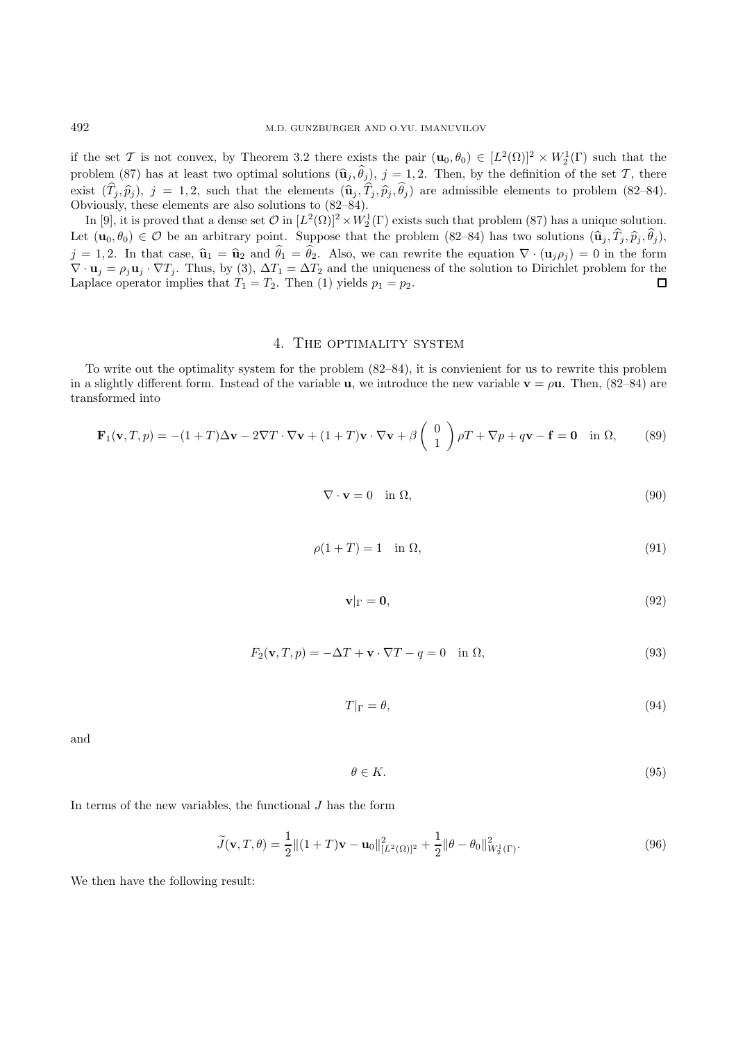if the set $\mathcal{T}$ is not convex, by Theorem 3.2 there exists the pair $(\mathbf{u}_0, \theta_0) \in [L^2(\Omega)]^2 \times W_2^1(\Gamma)$ such that the problem (87) has at least two optimal solutions $(\widehat{\mathbf{u}}_j, \widehat{\theta}_j)$, $j = 1, 2$. Then, by the definition of the set $\mathcal{T}$, there exist $(\widehat{T}_j, \widehat{p}_j)$, $j = 1, 2$, such that the elements $(\widehat{\mathbf{u}}_j, \widehat{T}_j, \widehat{p}_j, \widehat{\theta}_j)$ are admissible elements to problem (82–84). Obviously, these elements are also solutions to (82–84).

In [9], it is proved that a dense set $\mathcal{O}$ in $[L^2(\Omega)]^2 \times W_2^1(\Gamma)$ exists such that problem (87) has a unique solution. Let $(\mathbf{u}_0, \theta_0) \in \mathcal{O}$ be an arbitrary point. Suppose that the problem (82–84) has two solutions $(\widehat{\mathbf{u}}_j, \widehat{T}_j, \widehat{p}_j, \widehat{\theta}_j)$, $j = 1, 2$. In that case, $\widehat{\mathbf{u}}_1 = \widehat{\mathbf{u}}_2$ and $\widehat{\theta}_1 = \widehat{\theta}_2$. Also, we can rewrite the equation $\nabla \cdot (\mathbf{u}_j \rho_j) = 0$ in the form $\nabla \cdot \mathbf{u}_j = \rho_j \mathbf{u}_j \cdot \nabla T_j$. Thus, by (3), $\Delta T_1 = \Delta T_2$ and the uniqueness of the solution to Dirichlet problem for the Laplace operator implies that $T_1 = T_2$. Then (1) yields $p_1 = p_2$. □

## 4. The optimality system

To write out the optimality system for the problem (82–84), it is convienient for us to rewrite this problem in a slightly different form. Instead of the variable $\mathbf{u}$, we introduce the new variable $\mathbf{v} = \rho\mathbf{u}$. Then, (82–84) are transformed into

$$\mathbf{F}_1(\mathbf{v}, T, p) = -(1+T)\Delta\mathbf{v} - 2\nabla T \cdot \nabla \mathbf{v} + (1+T)\mathbf{v} \cdot \nabla \mathbf{v} + \beta \begin{pmatrix} 0 \\ 1 \end{pmatrix} \rho T + \nabla p + q\mathbf{v} - \mathbf{f} = \mathbf{0} \quad \text{in } \Omega, \tag{89}$$

$$\nabla \cdot \mathbf{v} = 0 \quad \text{in } \Omega, \tag{90}$$

$$\rho(1+T) = 1 \quad \text{in } \Omega, \tag{91}$$

$$\mathbf{v}|_\Gamma = \mathbf{0}, \tag{92}$$

$$F_2(\mathbf{v}, T, p) = -\Delta T + \mathbf{v} \cdot \nabla T - q = 0 \quad \text{in } \Omega, \tag{93}$$

$$T|_\Gamma = \theta, \tag{94}$$

and

$$\theta \in K. \tag{95}$$

In terms of the new variables, the functional $J$ has the form

$$\widetilde{J}(\mathbf{v}, T, \theta) = \frac{1}{2}\|(1+T)\mathbf{v} - \mathbf{u}_0\|^2_{[L^2(\Omega)]^2} + \frac{1}{2}\|\theta - \theta_0\|^2_{W_2^1(\Gamma)}. \tag{96}$$

We then have the following result: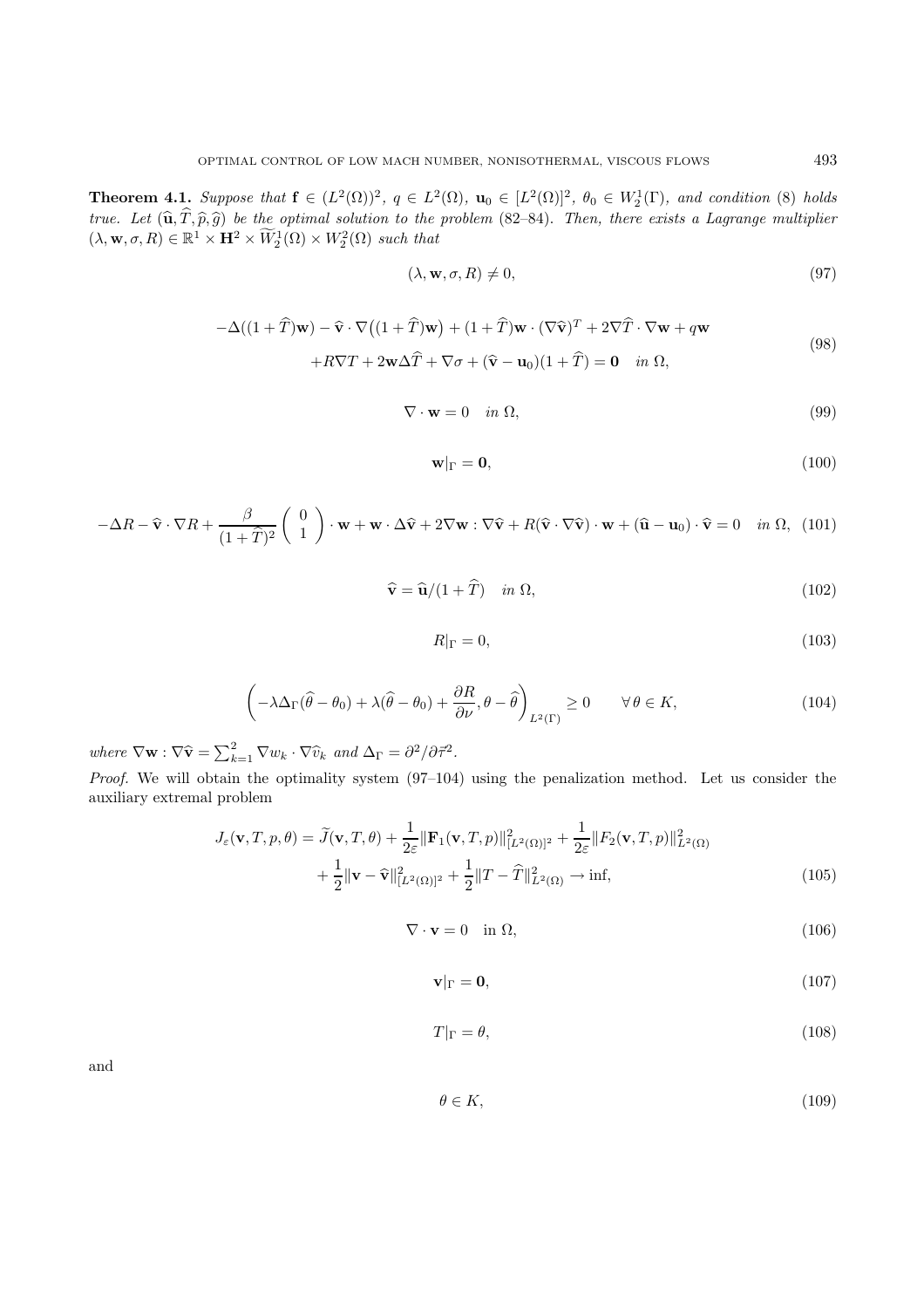**Theorem 4.1.** *Suppose that* $\mathbf{f} \in (L^2(\Omega))^2$, $q \in L^2(\Omega)$, $\mathbf{u}_0 \in [L^2(\Omega)]^2$, $\theta_0 \in W_2^1(\Gamma)$, *and condition* (8) *holds true. Let* $(\widehat{\mathbf{u}}, \widehat{T}, \widehat{p}, \widehat{g})$ *be the optimal solution to the problem* (82–84)*. Then, there exists a Lagrange multiplier* $(\lambda, \mathbf{w}, \sigma, R) \in \mathbb{R}^1 \times \mathbf{H}^2 \times \widetilde{W}_2^1(\Omega) \times W_2^2(\Omega)$ *such that*

$$(\lambda, \mathbf{w}, \sigma, R) \neq 0, \tag{97}$$

$$\begin{aligned} -\Delta((1+\widehat{T})\mathbf{w}) - \widehat{\mathbf{v}} \cdot \nabla\big((1+\widehat{T})\mathbf{w}\big) + (1+\widehat{T})\mathbf{w} \cdot (\nabla\widehat{\mathbf{v}})^T + 2\nabla\widehat{T} \cdot \nabla\mathbf{w} + q\mathbf{w} \\ + R\nabla T + 2\mathbf{w}\Delta\widehat{T} + \nabla\sigma + (\widehat{\mathbf{v}} - \mathbf{u}_0)(1+\widehat{T}) = \mathbf{0} \quad \text{in } \Omega, \end{aligned} \tag{98}$$

$$\nabla \cdot \mathbf{w} = 0 \quad \text{in } \Omega, \tag{99}$$

$$\mathbf{w}|_\Gamma = \mathbf{0}, \tag{100}$$

$$-\Delta R - \widehat{\mathbf{v}} \cdot \nabla R + \frac{\beta}{(1+\widehat{T})^2}\begin{pmatrix} 0 \\ 1 \end{pmatrix} \cdot \mathbf{w} + \mathbf{w} \cdot \Delta\widehat{\mathbf{v}} + 2\nabla\mathbf{w} : \nabla\widehat{\mathbf{v}} + R(\widehat{\mathbf{v}} \cdot \nabla\widehat{\mathbf{v}}) \cdot \mathbf{w} + (\widehat{\mathbf{u}} - \mathbf{u}_0) \cdot \widehat{\mathbf{v}} = 0 \quad \text{in } \Omega, \tag{101}$$

$$\widehat{\mathbf{v}} = \widehat{\mathbf{u}}/(1+\widehat{T}) \quad \text{in } \Omega, \tag{102}$$

$$R|_\Gamma = 0, \tag{103}$$

$$\left(-\lambda\Delta_\Gamma(\widehat{\theta} - \theta_0) + \lambda(\widehat{\theta} - \theta_0) + \frac{\partial R}{\partial \nu}, \theta - \widehat{\theta}\right)_{L^2(\Gamma)} \geq 0 \qquad \forall \theta \in K, \tag{104}$$

*where* $\nabla\mathbf{w} : \nabla\widehat{\mathbf{v}} = \sum_{k=1}^2 \nabla w_k \cdot \nabla\widehat{v}_k$ *and* $\Delta_\Gamma = \partial^2/\partial\vec{\tau}^2$.

*Proof.* We will obtain the optimality system (97–104) using the penalization method. Let us consider the auxiliary extremal problem

$$\begin{aligned} J_\varepsilon(\mathbf{v}, T, p, \theta) = \widetilde{J}(\mathbf{v}, T, \theta) + \frac{1}{2\varepsilon}\|\mathbf{F}_1(\mathbf{v}, T, p)\|^2_{[L^2(\Omega)]^2} + \frac{1}{2\varepsilon}\|F_2(\mathbf{v}, T, p)\|^2_{L^2(\Omega)} \\ + \frac{1}{2}\|\mathbf{v} - \widehat{\mathbf{v}}\|^2_{[L^2(\Omega)]^2} + \frac{1}{2}\|T - \widehat{T}\|^2_{L^2(\Omega)} \to \inf, \end{aligned} \tag{105}$$

$$\nabla \cdot \mathbf{v} = 0 \quad \text{in } \Omega, \tag{106}$$

$$\mathbf{v}|_\Gamma = \mathbf{0}, \tag{107}$$

$$T|_\Gamma = \theta, \tag{108}$$

and

$$\theta \in K, \tag{109}$$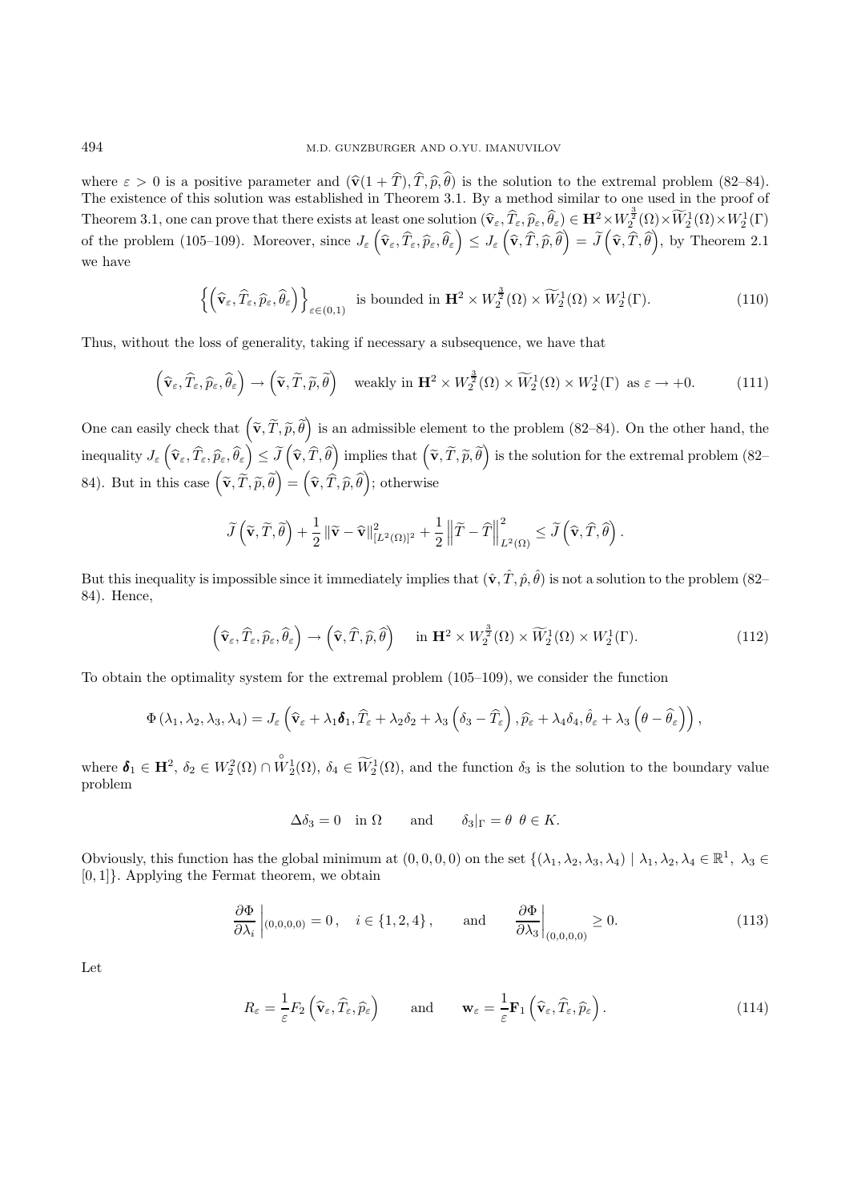where $\varepsilon > 0$ is a positive parameter and $(\widehat{\mathbf{v}}(1+\widehat{T}), \widehat{T}, \widehat{p}, \widehat{\theta})$ is the solution to the extremal problem (82–84). The existence of this solution was established in Theorem 3.1. By a method similar to one used in the proof of Theorem 3.1, one can prove that there exists at least one solution $(\widehat{\mathbf{v}}_\varepsilon, \widehat{T}_\varepsilon, \widehat{p}_\varepsilon, \widehat{\theta}_\varepsilon) \in \mathbf{H}^2 \times W_2^{\frac{3}{2}}(\Omega) \times \widetilde{W}_2^1(\Omega) \times W_2^1(\Gamma)$ of the problem (105–109). Moreover, since $J_\varepsilon\left(\widehat{\mathbf{v}}_\varepsilon, \widehat{T}_\varepsilon, \widehat{p}_\varepsilon, \widehat{\theta}_\varepsilon\right) \leq J_\varepsilon\left(\widehat{\mathbf{v}}, \widehat{T}, \widehat{p}, \widehat{\theta}\right) = \widetilde{J}\left(\widehat{\mathbf{v}}, \widehat{T}, \widehat{\theta}\right)$, by Theorem 2.1 we have

$$\left\{\left(\widehat{\mathbf{v}}_\varepsilon, \widehat{T}_\varepsilon, \widehat{p}_\varepsilon, \widehat{\theta}_\varepsilon\right)\right\}_{\varepsilon \in (0,1)} \quad \text{is bounded in } \mathbf{H}^2 \times W_2^{\frac{3}{2}}(\Omega) \times \widetilde{W}_2^1(\Omega) \times W_2^1(\Gamma). \tag{110}$$

Thus, without the loss of generality, taking if necessary a subsequence, we have that

$$\left(\widehat{\mathbf{v}}_\varepsilon, \widehat{T}_\varepsilon, \widehat{p}_\varepsilon, \widehat{\theta}_\varepsilon\right) \to \left(\widetilde{\mathbf{v}}, \widetilde{T}, \widetilde{p}, \widetilde{\theta}\right) \quad \text{weakly in } \mathbf{H}^2 \times W_2^{\frac{3}{2}}(\Omega) \times \widetilde{W}_2^1(\Omega) \times W_2^1(\Gamma) \text{ as } \varepsilon \to +0. \tag{111}$$

One can easily check that $\left(\widetilde{\mathbf{v}}, \widetilde{T}, \widetilde{p}, \widetilde{\theta}\right)$ is an admissible element to the problem (82–84). On the other hand, the inequality $J_\varepsilon\left(\widehat{\mathbf{v}}_\varepsilon, \widehat{T}_\varepsilon, \widehat{p}_\varepsilon, \widehat{\theta}_\varepsilon\right) \leq \widetilde{J}\left(\widehat{\mathbf{v}}, \widehat{T}, \widehat{\theta}\right)$ implies that $\left(\widetilde{\mathbf{v}}, \widetilde{T}, \widetilde{p}, \widetilde{\theta}\right)$ is the solution for the extremal problem (82–84). But in this case $\left(\widetilde{\mathbf{v}}, \widetilde{T}, \widetilde{p}, \widetilde{\theta}\right) = \left(\widehat{\mathbf{v}}, \widehat{T}, \widehat{p}, \widehat{\theta}\right)$; otherwise

$$\widetilde{J}\left(\widetilde{\mathbf{v}}, \widetilde{T}, \widetilde{\theta}\right) + \frac{1}{2}\left\|\widetilde{\mathbf{v}} - \widehat{\mathbf{v}}\right\|^2_{[L^2(\Omega)]^2} + \frac{1}{2}\left\|\widetilde{T} - \widehat{T}\right\|^2_{L^2(\Omega)} \leq \widetilde{J}\left(\widehat{\mathbf{v}}, \widehat{T}, \widehat{\theta}\right).$$

But this inequality is impossible since it immediately implies that $(\hat{\mathbf{v}}, \hat{T}, \hat{p}, \hat{\theta})$ is not a solution to the problem (82–84). Hence,

$$\left(\widehat{\mathbf{v}}_\varepsilon, \widehat{T}_\varepsilon, \widehat{p}_\varepsilon, \widehat{\theta}_\varepsilon\right) \to \left(\widehat{\mathbf{v}}, \widehat{T}, \widehat{p}, \widehat{\theta}\right) \quad \text{in } \mathbf{H}^2 \times W_2^{\frac{3}{2}}(\Omega) \times \widetilde{W}_2^1(\Omega) \times W_2^1(\Gamma). \tag{112}$$

To obtain the optimality system for the extremal problem (105–109), we consider the function

$$\Phi(\lambda_1, \lambda_2, \lambda_3, \lambda_4) = J_\varepsilon\left(\widehat{\mathbf{v}}_\varepsilon + \lambda_1 \boldsymbol{\delta}_1, \widehat{T}_\varepsilon + \lambda_2 \delta_2 + \lambda_3\left(\delta_3 - \widehat{T}_\varepsilon\right), \widehat{p}_\varepsilon + \lambda_4 \delta_4, \hat{\theta}_\varepsilon + \lambda_3\left(\theta - \widehat{\theta}_\varepsilon\right)\right),$$

where $\boldsymbol{\delta}_1 \in \mathbf{H}^2$, $\delta_2 \in W_2^2(\Omega) \cap \overset{\circ}{W}{}_2^1(\Omega)$, $\delta_4 \in \widetilde{W}_2^1(\Omega)$, and the function $\delta_3$ is the solution to the boundary value problem

$$\Delta \delta_3 = 0 \quad \text{in } \Omega \qquad \text{and} \qquad \delta_3|_\Gamma = \theta \;\; \theta \in K.$$

Obviously, this function has the global minimum at $(0,0,0,0)$ on the set $\{(\lambda_1, \lambda_2, \lambda_3, \lambda_4) \mid \lambda_1, \lambda_2, \lambda_4 \in \mathbb{R}^1,\ \lambda_3 \in [0,1]\}$. Applying the Fermat theorem, we obtain

$$\left.\frac{\partial \Phi}{\partial \lambda_i}\right|_{(0,0,0,0)} = 0, \quad i \in \{1,2,4\}, \qquad \text{and} \qquad \left.\frac{\partial \Phi}{\partial \lambda_3}\right|_{(0,0,0,0)} \geq 0. \tag{113}$$

Let

$$R_\varepsilon = \frac{1}{\varepsilon} F_2\left(\widehat{\mathbf{v}}_\varepsilon, \widehat{T}_\varepsilon, \widehat{p}_\varepsilon\right) \qquad \text{and} \qquad \mathbf{w}_\varepsilon = \frac{1}{\varepsilon}\mathbf{F}_1\left(\widehat{\mathbf{v}}_\varepsilon, \widehat{T}_\varepsilon, \widehat{p}_\varepsilon\right). \tag{114}$$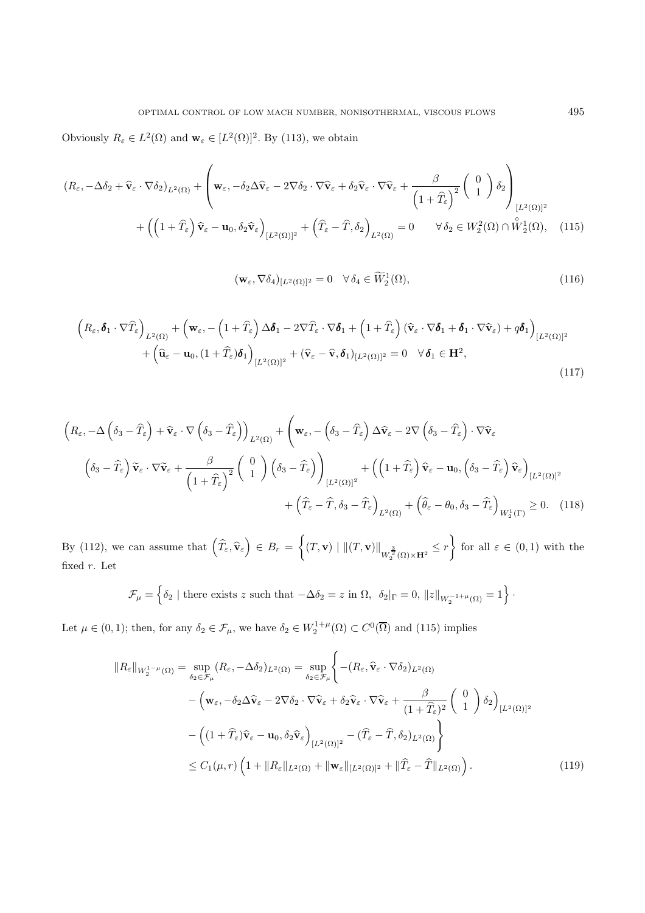Obviously $R_\varepsilon \in L^2(\Omega)$ and $\mathbf{w}_\varepsilon \in [L^2(\Omega)]^2$. By (113), we obtain

$$
\begin{aligned}
(R_\varepsilon, -\Delta\delta_2 + \widehat{\mathbf{v}}_\varepsilon \cdot \nabla\delta_2)_{L^2(\Omega)} + \left(\mathbf{w}_\varepsilon, -\delta_2\Delta\widehat{\mathbf{v}}_\varepsilon - 2\nabla\delta_2 \cdot \nabla\widehat{\mathbf{v}}_\varepsilon + \delta_2\widehat{\mathbf{v}}_\varepsilon \cdot \nabla\widehat{\mathbf{v}}_\varepsilon + \frac{\beta}{\left(1+\widehat{T}_\varepsilon\right)^2}\begin{pmatrix} 0 \\ 1 \end{pmatrix}\delta_2\right)_{[L^2(\Omega)]^2} \\
+ \left(\left(1+\widehat{T}_\varepsilon\right)\widehat{\mathbf{v}}_\varepsilon - \mathbf{u}_0, \delta_2\widehat{\mathbf{v}}_\varepsilon\right)_{[L^2(\Omega)]^2} + \left(\widehat{T}_\varepsilon - \widehat{T}, \delta_2\right)_{L^2(\Omega)} = 0 \qquad \forall\, \delta_2 \in W_2^2(\Omega) \cap \overset{\circ}{W}{}_2^1(\Omega), \quad (115)
\end{aligned}
$$

$$
(\mathbf{w}_\varepsilon, \nabla\delta_4)_{[L^2(\Omega)]^2} = 0 \quad \forall\, \delta_4 \in \widetilde{W}_2^1(\Omega), \tag{116}
$$

$$
\begin{aligned}
\left(R_\varepsilon, \boldsymbol{\delta}_1 \cdot \nabla\widehat{T}_\varepsilon\right)_{L^2(\Omega)} + \left(\mathbf{w}_\varepsilon, -\left(1+\widehat{T}_\varepsilon\right)\Delta\boldsymbol{\delta}_1 - 2\nabla\widehat{T}_\varepsilon \cdot \nabla\boldsymbol{\delta}_1 + \left(1+\widehat{T}_\varepsilon\right)\left(\widehat{\mathbf{v}}_\varepsilon \cdot \nabla\boldsymbol{\delta}_1 + \boldsymbol{\delta}_1 \cdot \nabla\widehat{\mathbf{v}}_\varepsilon\right) + q\boldsymbol{\delta}_1\right)_{[L^2(\Omega)]^2} \\
+ \left(\widehat{\mathbf{u}}_\varepsilon - \mathbf{u}_0, (1+\widehat{T}_\varepsilon)\boldsymbol{\delta}_1\right)_{[L^2(\Omega)]^2} + (\widehat{\mathbf{v}}_\varepsilon - \widehat{\mathbf{v}}, \boldsymbol{\delta}_1)_{[L^2(\Omega)]^2} = 0 \quad \forall\, \boldsymbol{\delta}_1 \in \mathbf{H}^2,
\end{aligned} \tag{117}
$$

$$
\begin{aligned}
\left(R_\varepsilon, -\Delta\left(\delta_3 - \widehat{T}_\varepsilon\right) + \widehat{\mathbf{v}}_\varepsilon \cdot \nabla\left(\delta_3 - \widehat{T}_\varepsilon\right)\right)_{L^2(\Omega)} + \left(\mathbf{w}_\varepsilon, -\left(\delta_3 - \widehat{T}_\varepsilon\right)\Delta\widehat{\mathbf{v}}_\varepsilon - 2\nabla\left(\delta_3 - \widehat{T}_\varepsilon\right) \cdot \nabla\widehat{\mathbf{v}}_\varepsilon\right. \\
\left.\left(\delta_3 - \widehat{T}_\varepsilon\right)\widetilde{\mathbf{v}}_\varepsilon \cdot \nabla\widetilde{\mathbf{v}}_\varepsilon + \frac{\beta}{\left(1+\widehat{T}_\varepsilon\right)^2}\begin{pmatrix} 0 \\ 1 \end{pmatrix}\left(\delta_3 - \widehat{T}_\varepsilon\right)\right)_{[L^2(\Omega)]^2} + \left(\left(1+\widehat{T}_\varepsilon\right)\widehat{\mathbf{v}}_\varepsilon - \mathbf{u}_0, \left(\delta_3 - \widehat{T}_\varepsilon\right)\widehat{\mathbf{v}}_\varepsilon\right)_{[L^2(\Omega)]^2} \\
+ \left(\widehat{T}_\varepsilon - \widehat{T}, \delta_3 - \widehat{T}_\varepsilon\right)_{L^2(\Omega)} + \left(\widehat{\theta}_\varepsilon - \theta_0, \delta_3 - \widehat{T}_\varepsilon\right)_{W_2^{\frac{1}{2}}(\Gamma)} \geq 0. \quad (118)
\end{aligned}
$$

By (112), we can assume that $\left(\widehat{T}_\varepsilon, \widehat{\mathbf{v}}_\varepsilon\right) \in B_r = \left\{(T, \mathbf{v}) \mid \|(T, \mathbf{v})\|_{W_2^{\frac{3}{2}}(\Omega) \times \mathbf{H}^2} \leq r\right\}$ for all $\varepsilon \in (0, 1)$ with the fixed $r$. Let

$$
\mathcal{F}_\mu = \left\{\delta_2 \mid \text{there exists } z \text{ such that } -\Delta\delta_2 = z \text{ in } \Omega,\ \delta_2|_\Gamma = 0,\ \|z\|_{W_2^{-1+\mu}(\Omega)} = 1\right\}.
$$

Let $\mu \in (0, 1)$; then, for any $\delta_2 \in \mathcal{F}_\mu$, we have $\delta_2 \in W_2^{1+\mu}(\Omega) \subset C^0(\overline{\Omega})$ and (115) implies

$$
\begin{aligned}
\|R_\varepsilon\|_{W_2^{1-\mu}(\Omega)} = \sup_{\delta_2 \in \mathcal{F}_\mu}(R_\varepsilon, -\Delta\delta_2)_{L^2(\Omega)} = \sup_{\delta_2 \in \mathcal{F}_\mu}\Bigg\{ & -(R_\varepsilon, \widehat{\mathbf{v}}_\varepsilon \cdot \nabla\delta_2)_{L^2(\Omega)} \\
& - \left(\mathbf{w}_\varepsilon, -\delta_2\Delta\widehat{\mathbf{v}}_\varepsilon - 2\nabla\delta_2 \cdot \nabla\widehat{\mathbf{v}}_\varepsilon + \delta_2\widehat{\mathbf{v}}_\varepsilon \cdot \nabla\widehat{\mathbf{v}}_\varepsilon + \frac{\beta}{(1+\widehat{T}_\varepsilon)^2}\begin{pmatrix} 0 \\ 1 \end{pmatrix}\delta_2\right)_{[L^2(\Omega)]^2} \\
& - \left((1+\widehat{T}_\varepsilon)\widehat{\mathbf{v}}_\varepsilon - \mathbf{u}_0, \delta_2\widehat{\mathbf{v}}_\varepsilon\right)_{[L^2(\Omega)]^2} - (\widehat{T}_\varepsilon - \widehat{T}, \delta_2)_{L^2(\Omega)}\Bigg\} \\
\leq C_1(\mu, r)\left(1 + \|R_\varepsilon\|_{L^2(\Omega)} + \|\mathbf{w}_\varepsilon\|_{[L^2(\Omega)]^2} + \|\widehat{T}_\varepsilon - \widehat{T}\|_{L^2(\Omega)}\right). \qquad & (119)
\end{aligned}
$$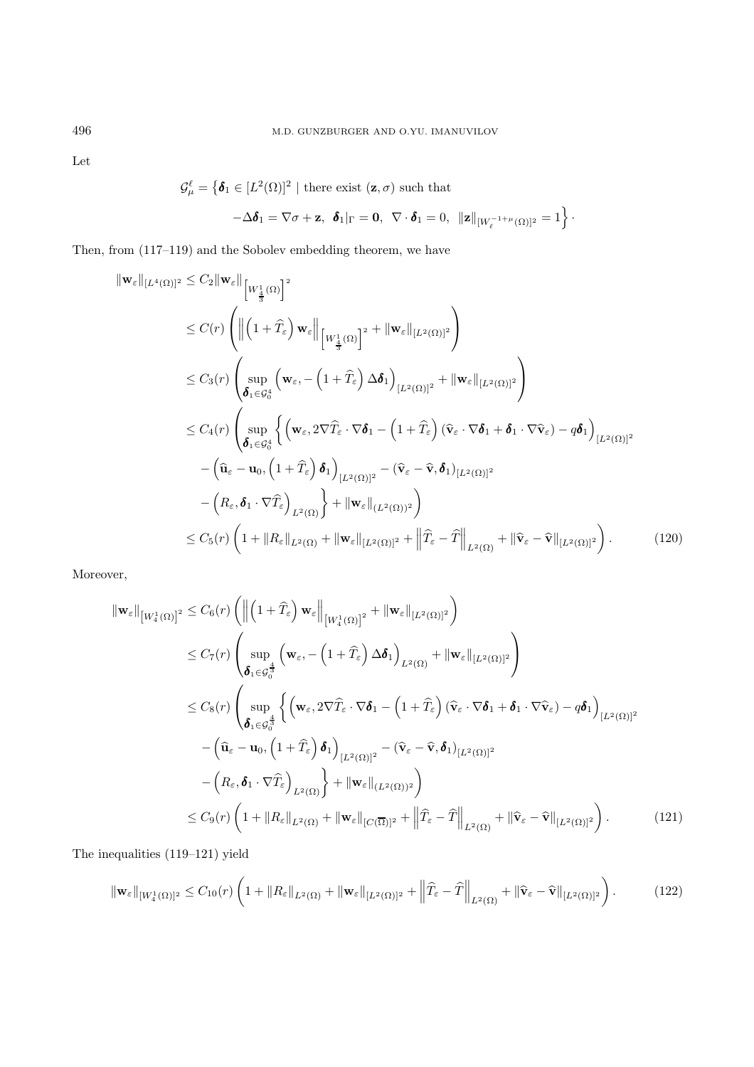Let

$$\mathcal{G}^\ell_\mu = \big\{\boldsymbol{\delta}_1 \in [L^2(\Omega)]^2 \mid \text{there exist } (\mathbf{z},\sigma) \text{ such that}$$

$$-\Delta\boldsymbol{\delta}_1 = \nabla\sigma + \mathbf{z},\ \ \boldsymbol{\delta}_1|_\Gamma = \mathbf{0},\ \ \nabla\cdot\boldsymbol{\delta}_1 = 0,\ \ \|\mathbf{z}\|_{[W_\ell^{-1+\mu}(\Omega)]^2} = 1\big\}\cdot$$

Then, from (117–119) and the Sobolev embedding theorem, we have

$$\begin{aligned}
\|\mathbf{w}_\varepsilon\|_{[L^4(\Omega)]^2} &\le C_2\|\mathbf{w}_\varepsilon\|_{\left[W^1_{\frac{4}{3}}(\Omega)\right]^2} \\
&\le C(r)\left(\left\|\left(1+\widehat{T}_\varepsilon\right)\mathbf{w}_\varepsilon\right\|_{\left[W^1_{\frac{4}{3}}(\Omega)\right]^2} + \|\mathbf{w}_\varepsilon\|_{[L^2(\Omega)]^2}\right) \\
&\le C_3(r)\left(\sup_{\boldsymbol{\delta}_1\in\mathcal{G}^4_0}\left(\mathbf{w}_\varepsilon, -\left(1+\widehat{T}_\varepsilon\right)\Delta\boldsymbol{\delta}_1\right)_{[L^2(\Omega)]^2} + \|\mathbf{w}_\varepsilon\|_{[L^2(\Omega)]^2}\right) \\
&\le C_4(r)\Bigg(\sup_{\boldsymbol{\delta}_1\in\mathcal{G}^4_0}\bigg\{\left(\mathbf{w}_\varepsilon, 2\nabla\widehat{T}_\varepsilon\cdot\nabla\boldsymbol{\delta}_1 - \left(1+\widehat{T}_\varepsilon\right)\left(\widehat{\mathbf{v}}_\varepsilon\cdot\nabla\boldsymbol{\delta}_1 + \boldsymbol{\delta}_1\cdot\nabla\widehat{\mathbf{v}}_\varepsilon\right) - q\boldsymbol{\delta}_1\right)_{[L^2(\Omega)]^2} \\
&\quad - \left(\widehat{\mathbf{u}}_\varepsilon - \mathbf{u}_0, \left(1+\widehat{T}_\varepsilon\right)\boldsymbol{\delta}_1\right)_{[L^2(\Omega)]^2} - \left(\widehat{\mathbf{v}}_\varepsilon - \widehat{\mathbf{v}}, \boldsymbol{\delta}_1\right)_{[L^2(\Omega)]^2} \\
&\quad - \left(R_\varepsilon, \boldsymbol{\delta}_1\cdot\nabla\widehat{T}_\varepsilon\right)_{L^2(\Omega)}\bigg\} + \|\mathbf{w}_\varepsilon\|_{(L^2(\Omega))^2}\Bigg) \\
&\le C_5(r)\left(1 + \|R_\varepsilon\|_{L^2(\Omega)} + \|\mathbf{w}_\varepsilon\|_{[L^2(\Omega)]^2} + \left\|\widehat{T}_\varepsilon - \widehat{T}\right\|_{L^2(\Omega)} + \|\widehat{\mathbf{v}}_\varepsilon - \widehat{\mathbf{v}}\|_{[L^2(\Omega)]^2}\right).
\end{aligned} \tag{120}$$

Moreover,

$$\begin{aligned}
\|\mathbf{w}_\varepsilon\|_{\left[W^1_4(\Omega)\right]^2} &\le C_6(r)\left(\left\|\left(1+\widehat{T}_\varepsilon\right)\mathbf{w}_\varepsilon\right\|_{\left[W^1_4(\Omega)\right]^2} + \|\mathbf{w}_\varepsilon\|_{[L^2(\Omega)]^2}\right) \\
&\le C_7(r)\left(\sup_{\boldsymbol{\delta}_1\in\mathcal{G}^{\frac{4}{3}}_0}\left(\mathbf{w}_\varepsilon, -\left(1+\widehat{T}_\varepsilon\right)\Delta\boldsymbol{\delta}_1\right)_{L^2(\Omega)} + \|\mathbf{w}_\varepsilon\|_{[L^2(\Omega)]^2}\right) \\
&\le C_8(r)\Bigg(\sup_{\boldsymbol{\delta}_1\in\mathcal{G}^{\frac{4}{3}}_0}\bigg\{\left(\mathbf{w}_\varepsilon, 2\nabla\widehat{T}_\varepsilon\cdot\nabla\boldsymbol{\delta}_1 - \left(1+\widehat{T}_\varepsilon\right)\left(\widehat{\mathbf{v}}_\varepsilon\cdot\nabla\boldsymbol{\delta}_1 + \boldsymbol{\delta}_1\cdot\nabla\widehat{\mathbf{v}}_\varepsilon\right) - q\boldsymbol{\delta}_1\right)_{[L^2(\Omega)]^2} \\
&\quad - \left(\widehat{\mathbf{u}}_\varepsilon - \mathbf{u}_0, \left(1+\widehat{T}_\varepsilon\right)\boldsymbol{\delta}_1\right)_{[L^2(\Omega)]^2} - \left(\widehat{\mathbf{v}}_\varepsilon - \widehat{\mathbf{v}}, \boldsymbol{\delta}_1\right)_{[L^2(\Omega)]^2} \\
&\quad - \left(R_\varepsilon, \boldsymbol{\delta}_1\cdot\nabla\widehat{T}_\varepsilon\right)_{L^2(\Omega)}\bigg\} + \|\mathbf{w}_\varepsilon\|_{(L^2(\Omega))^2}\Bigg) \\
&\le C_9(r)\left(1 + \|R_\varepsilon\|_{L^2(\Omega)} + \|\mathbf{w}_\varepsilon\|_{[C(\overline{\Omega})]^2} + \left\|\widehat{T}_\varepsilon - \widehat{T}\right\|_{L^2(\Omega)} + \|\widehat{\mathbf{v}}_\varepsilon - \widehat{\mathbf{v}}\|_{[L^2(\Omega)]^2}\right).
\end{aligned} \tag{121}$$

The inequalities (119–121) yield

$$\|\mathbf{w}_\varepsilon\|_{[W^1_4(\Omega)]^2} \le C_{10}(r)\left(1 + \|R_\varepsilon\|_{L^2(\Omega)} + \|\mathbf{w}_\varepsilon\|_{[L^2(\Omega)]^2} + \left\|\widehat{T}_\varepsilon - \widehat{T}\right\|_{L^2(\Omega)} + \|\widehat{\mathbf{v}}_\varepsilon - \widehat{\mathbf{v}}\|_{[L^2(\Omega)]^2}\right). \tag{122}$$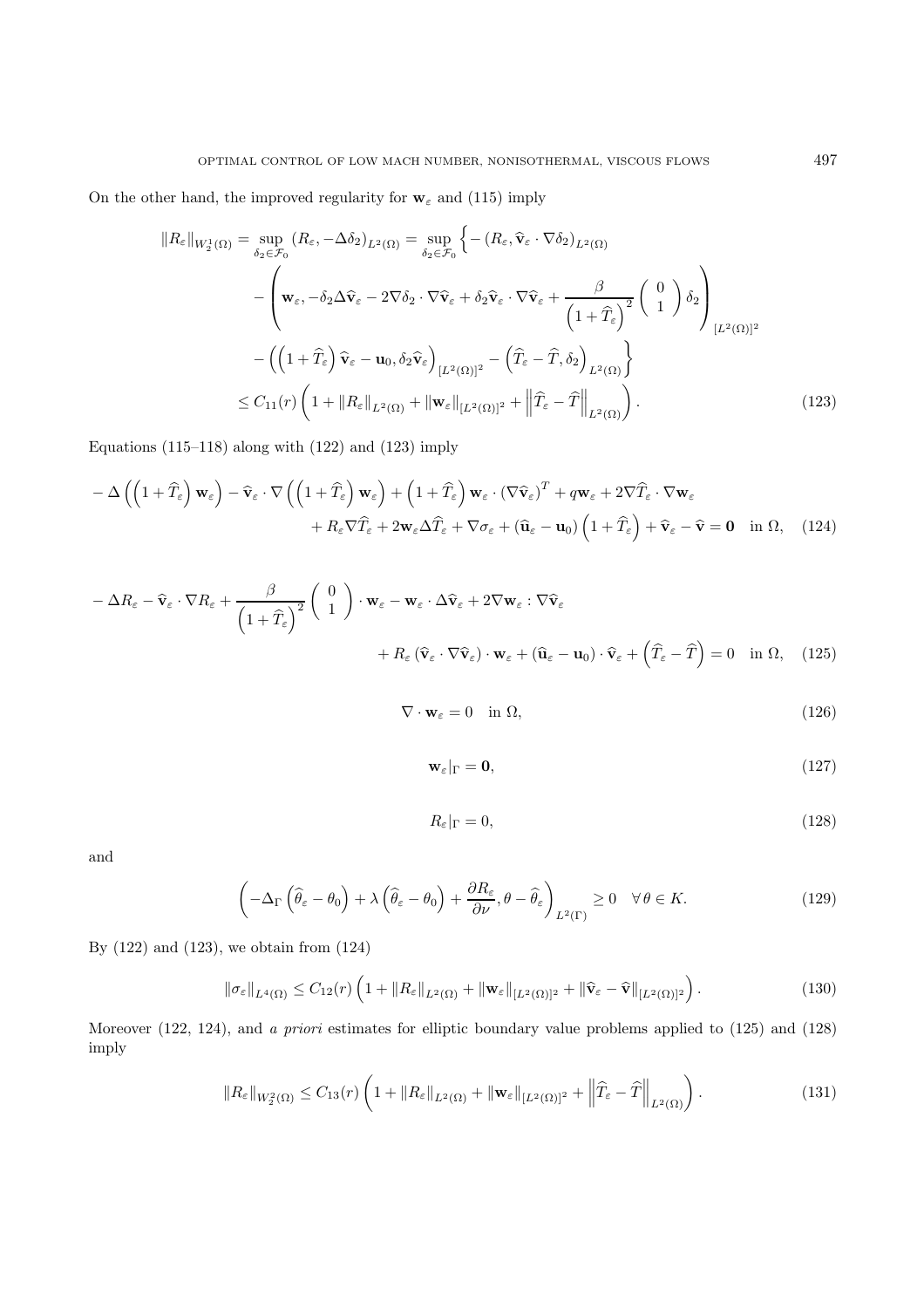On the other hand, the improved regularity for $\mathbf{w}_\varepsilon$ and (115) imply

$$
\begin{aligned}
\|R_\varepsilon\|_{W_2^1(\Omega)} &= \sup_{\delta_2 \in \mathcal{F}_0} (R_\varepsilon, -\Delta\delta_2)_{L^2(\Omega)} = \sup_{\delta_2 \in \mathcal{F}_0} \Big\{ -\left(R_\varepsilon, \widehat{\mathbf{v}}_\varepsilon \cdot \nabla\delta_2\right)_{L^2(\Omega)} \\
&\quad - \left( \mathbf{w}_\varepsilon, -\delta_2 \Delta\widehat{\mathbf{v}}_\varepsilon - 2\nabla\delta_2 \cdot \nabla\widehat{\mathbf{v}}_\varepsilon + \delta_2 \widehat{\mathbf{v}}_\varepsilon \cdot \nabla\widehat{\mathbf{v}}_\varepsilon + \frac{\beta}{\left(1+\widehat{T}_\varepsilon\right)^2} \begin{pmatrix} 0 \\ 1 \end{pmatrix} \delta_2 \right)_{[L^2(\Omega)]^2} \\
&\quad - \left( \left(1+\widehat{T}_\varepsilon\right)\widehat{\mathbf{v}}_\varepsilon - \mathbf{u}_0, \delta_2 \widehat{\mathbf{v}}_\varepsilon \right)_{[L^2(\Omega)]^2} - \left(\widehat{T}_\varepsilon - \widehat{T}, \delta_2\right)_{L^2(\Omega)} \Big\} \\
&\le C_{11}(r) \left( 1 + \|R_\varepsilon\|_{L^2(\Omega)} + \|\mathbf{w}_\varepsilon\|_{[L^2(\Omega)]^2} + \left\|\widehat{T}_\varepsilon - \widehat{T}\right\|_{L^2(\Omega)} \right).
\end{aligned} \tag{123}
$$

Equations (115–118) along with (122) and (123) imply

$$
\begin{aligned}
&-\Delta\left(\left(1+\widehat{T}_\varepsilon\right)\mathbf{w}_\varepsilon\right) - \widehat{\mathbf{v}}_\varepsilon \cdot \nabla\left(\left(1+\widehat{T}_\varepsilon\right)\mathbf{w}_\varepsilon\right) + \left(1+\widehat{T}_\varepsilon\right)\mathbf{w}_\varepsilon \cdot \left(\nabla\widehat{\mathbf{v}}_\varepsilon\right)^T + q\mathbf{w}_\varepsilon + 2\nabla\widehat{T}_\varepsilon \cdot \nabla\mathbf{w}_\varepsilon \\
&\qquad + R_\varepsilon \nabla\widehat{T}_\varepsilon + 2\mathbf{w}_\varepsilon \Delta\widehat{T}_\varepsilon + \nabla\sigma_\varepsilon + \left(\widehat{\mathbf{u}}_\varepsilon - \mathbf{u}_0\right)\left(1+\widehat{T}_\varepsilon\right) + \widehat{\mathbf{v}}_\varepsilon - \widehat{\mathbf{v}} = \mathbf{0} \quad \text{in } \Omega,
\end{aligned} \tag{124}
$$

$$
\begin{aligned}
&-\Delta R_\varepsilon - \widehat{\mathbf{v}}_\varepsilon \cdot \nabla R_\varepsilon + \frac{\beta}{\left(1+\widehat{T}_\varepsilon\right)^2} \begin{pmatrix} 0 \\ 1 \end{pmatrix} \cdot \mathbf{w}_\varepsilon - \mathbf{w}_\varepsilon \cdot \Delta\widehat{\mathbf{v}}_\varepsilon + 2\nabla\mathbf{w}_\varepsilon : \nabla\widehat{\mathbf{v}}_\varepsilon \\
&\qquad + R_\varepsilon \left(\widehat{\mathbf{v}}_\varepsilon \cdot \nabla\widehat{\mathbf{v}}_\varepsilon\right) \cdot \mathbf{w}_\varepsilon + \left(\widehat{\mathbf{u}}_\varepsilon - \mathbf{u}_0\right) \cdot \widehat{\mathbf{v}}_\varepsilon + \left(\widehat{T}_\varepsilon - \widehat{T}\right) = 0 \quad \text{in } \Omega,
\end{aligned} \tag{125}
$$

$$
\nabla \cdot \mathbf{w}_\varepsilon = 0 \quad \text{in } \Omega, \tag{126}
$$

$$
\mathbf{w}_\varepsilon|_\Gamma = \mathbf{0}, \tag{127}
$$

$$
R_\varepsilon|_\Gamma = 0, \tag{128}
$$

and

$$
\left( -\Delta_\Gamma \left(\widehat{\theta}_\varepsilon - \theta_0\right) + \lambda\left(\widehat{\theta}_\varepsilon - \theta_0\right) + \frac{\partial R_\varepsilon}{\partial\nu}, \theta - \widehat{\theta}_\varepsilon \right)_{L^2(\Gamma)} \ge 0 \quad \forall\, \theta \in K. \tag{129}
$$

By (122) and (123), we obtain from (124)

$$
\|\sigma_\varepsilon\|_{L^4(\Omega)} \le C_{12}(r) \left( 1 + \|R_\varepsilon\|_{L^2(\Omega)} + \|\mathbf{w}_\varepsilon\|_{[L^2(\Omega)]^2} + \|\widehat{\mathbf{v}}_\varepsilon - \widehat{\mathbf{v}}\|_{[L^2(\Omega)]^2} \right). \tag{130}
$$

Moreover (122, 124), and *a priori* estimates for elliptic boundary value problems applied to (125) and (128) imply

$$
\|R_\varepsilon\|_{W_2^2(\Omega)} \le C_{13}(r) \left( 1 + \|R_\varepsilon\|_{L^2(\Omega)} + \|\mathbf{w}_\varepsilon\|_{[L^2(\Omega)]^2} + \left\|\widehat{T}_\varepsilon - \widehat{T}\right\|_{L^2(\Omega)} \right). \tag{131}
$$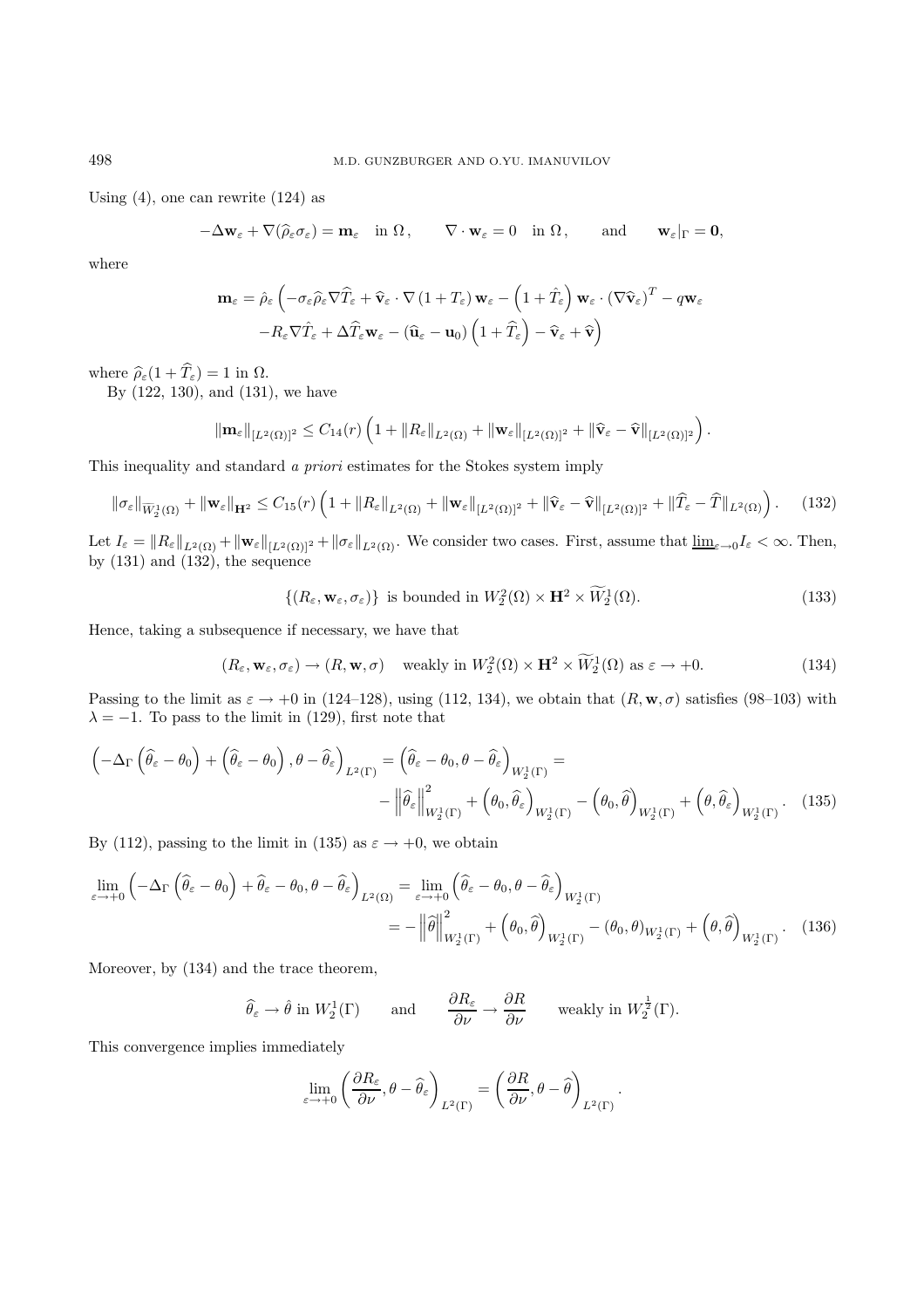Using (4), one can rewrite (124) as

$$-\Delta \mathbf{w}_\varepsilon + \nabla(\widehat{\rho}_\varepsilon \sigma_\varepsilon) = \mathbf{m}_\varepsilon \quad \text{in } \Omega\,, \qquad \nabla \cdot \mathbf{w}_\varepsilon = 0 \quad \text{in } \Omega\,, \qquad \text{and} \qquad \mathbf{w}_\varepsilon|_\Gamma = \mathbf{0},$$

where

$$\begin{aligned}\mathbf{m}_\varepsilon = \hat{\rho}_\varepsilon \Big( &-\sigma_\varepsilon \widehat{\rho}_\varepsilon \nabla \widehat{T}_\varepsilon + \widehat{\mathbf{v}}_\varepsilon \cdot \nabla \left(1 + T_\varepsilon\right) \mathbf{w}_\varepsilon - \left(1 + \hat{T}_\varepsilon\right) \mathbf{w}_\varepsilon \cdot \left(\nabla \widehat{\mathbf{v}}_\varepsilon\right)^T - q\mathbf{w}_\varepsilon \\ &- R_\varepsilon \nabla \hat{T}_\varepsilon + \Delta \widehat{T}_\varepsilon \mathbf{w}_\varepsilon - \left(\widehat{\mathbf{u}}_\varepsilon - \mathbf{u}_0\right)\left(1 + \widehat{T}_\varepsilon\right) - \widehat{\mathbf{v}}_\varepsilon + \widehat{\mathbf{v}}\Big)\end{aligned}$$

where $\widehat{\rho}_\varepsilon(1 + \widehat{T}_\varepsilon) = 1$ in $\Omega$.

By (122, 130), and (131), we have

$$\|\mathbf{m}_\varepsilon\|_{[L^2(\Omega)]^2} \le C_{14}(r) \left(1 + \|R_\varepsilon\|_{L^2(\Omega)} + \|\mathbf{w}_\varepsilon\|_{[L^2(\Omega)]^2} + \|\widehat{\mathbf{v}}_\varepsilon - \widehat{\mathbf{v}}\|_{[L^2(\Omega)]^2}\right).$$

This inequality and standard *a priori* estimates for the Stokes system imply

$$\|\sigma_\varepsilon\|_{\widetilde{W}_2^1(\Omega)} + \|\mathbf{w}_\varepsilon\|_{\mathbf{H}^2} \le C_{15}(r) \left(1 + \|R_\varepsilon\|_{L^2(\Omega)} + \|\mathbf{w}_\varepsilon\|_{[L^2(\Omega)]^2} + \|\widehat{\mathbf{v}}_\varepsilon - \widehat{\mathbf{v}}\|_{[L^2(\Omega)]^2} + \|\widehat{T}_\varepsilon - \widehat{T}\|_{L^2(\Omega)}\right). \tag{132}$$

Let $I_\varepsilon = \|R_\varepsilon\|_{L^2(\Omega)} + \|\mathbf{w}_\varepsilon\|_{[L^2(\Omega)]^2} + \|\sigma_\varepsilon\|_{L^2(\Omega)}$. We consider two cases. First, assume that $\underline{\lim}_{\varepsilon \to 0} I_\varepsilon < \infty$. Then, by (131) and (132), the sequence

$$\{(R_\varepsilon, \mathbf{w}_\varepsilon, \sigma_\varepsilon)\} \text{ is bounded in } W_2^2(\Omega) \times \mathbf{H}^2 \times \widetilde{W}_2^1(\Omega). \tag{133}$$

Hence, taking a subsequence if necessary, we have that

$$(R_\varepsilon, \mathbf{w}_\varepsilon, \sigma_\varepsilon) \to (R, \mathbf{w}, \sigma) \quad \text{weakly in } W_2^2(\Omega) \times \mathbf{H}^2 \times \widetilde{W}_2^1(\Omega) \text{ as } \varepsilon \to +0. \tag{134}$$

Passing to the limit as $\varepsilon \to +0$ in (124–128), using (112, 134), we obtain that $(R, \mathbf{w}, \sigma)$ satisfies (98–103) with $\lambda = -1$. To pass to the limit in (129), first note that

$$\begin{aligned}\left(-\Delta_\Gamma \left(\widehat{\theta}_\varepsilon - \theta_0\right) + \left(\widehat{\theta}_\varepsilon - \theta_0\right), \theta - \widehat{\theta}_\varepsilon\right)_{L^2(\Gamma)} &= \left(\widehat{\theta}_\varepsilon - \theta_0, \theta - \widehat{\theta}_\varepsilon\right)_{W_2^1(\Gamma)} = \\ &- \left\|\widehat{\theta}_\varepsilon\right\|^2_{W_2^1(\Gamma)} + \left(\theta_0, \widehat{\theta}_\varepsilon\right)_{W_2^1(\Gamma)} - \left(\theta_0, \widehat{\theta}\right)_{W_2^1(\Gamma)} + \left(\theta, \widehat{\theta}_\varepsilon\right)_{W_2^1(\Gamma)}.\end{aligned} \tag{135}$$

By (112), passing to the limit in (135) as $\varepsilon \to +0$, we obtain

$$\begin{aligned}\lim_{\varepsilon \to +0} \left(-\Delta_\Gamma \left(\widehat{\theta}_\varepsilon - \theta_0\right) + \widehat{\theta}_\varepsilon - \theta_0, \theta - \widehat{\theta}_\varepsilon\right)_{L^2(\Omega)} &= \lim_{\varepsilon \to +0} \left(\widehat{\theta}_\varepsilon - \theta_0, \theta - \widehat{\theta}_\varepsilon\right)_{W_2^1(\Gamma)} \\ &= - \left\|\widehat{\theta}\right\|^2_{W_2^1(\Gamma)} + \left(\theta_0, \widehat{\theta}\right)_{W_2^1(\Gamma)} - \left(\theta_0, \theta\right)_{W_2^1(\Gamma)} + \left(\theta, \widehat{\theta}\right)_{W_2^1(\Gamma)}.\end{aligned} \tag{136}$$

Moreover, by (134) and the trace theorem,

$$\widehat{\theta}_\varepsilon \to \hat{\theta} \text{ in } W_2^1(\Gamma) \qquad \text{and} \qquad \frac{\partial R_\varepsilon}{\partial \nu} \to \frac{\partial R}{\partial \nu} \qquad \text{weakly in } W_2^{\frac{1}{2}}(\Gamma).$$

This convergence implies immediately

$$\lim_{\varepsilon \to +0} \left(\frac{\partial R_\varepsilon}{\partial \nu}, \theta - \widehat{\theta}_\varepsilon\right)_{L^2(\Gamma)} = \left(\frac{\partial R}{\partial \nu}, \theta - \widehat{\theta}\right)_{L^2(\Gamma)}.$$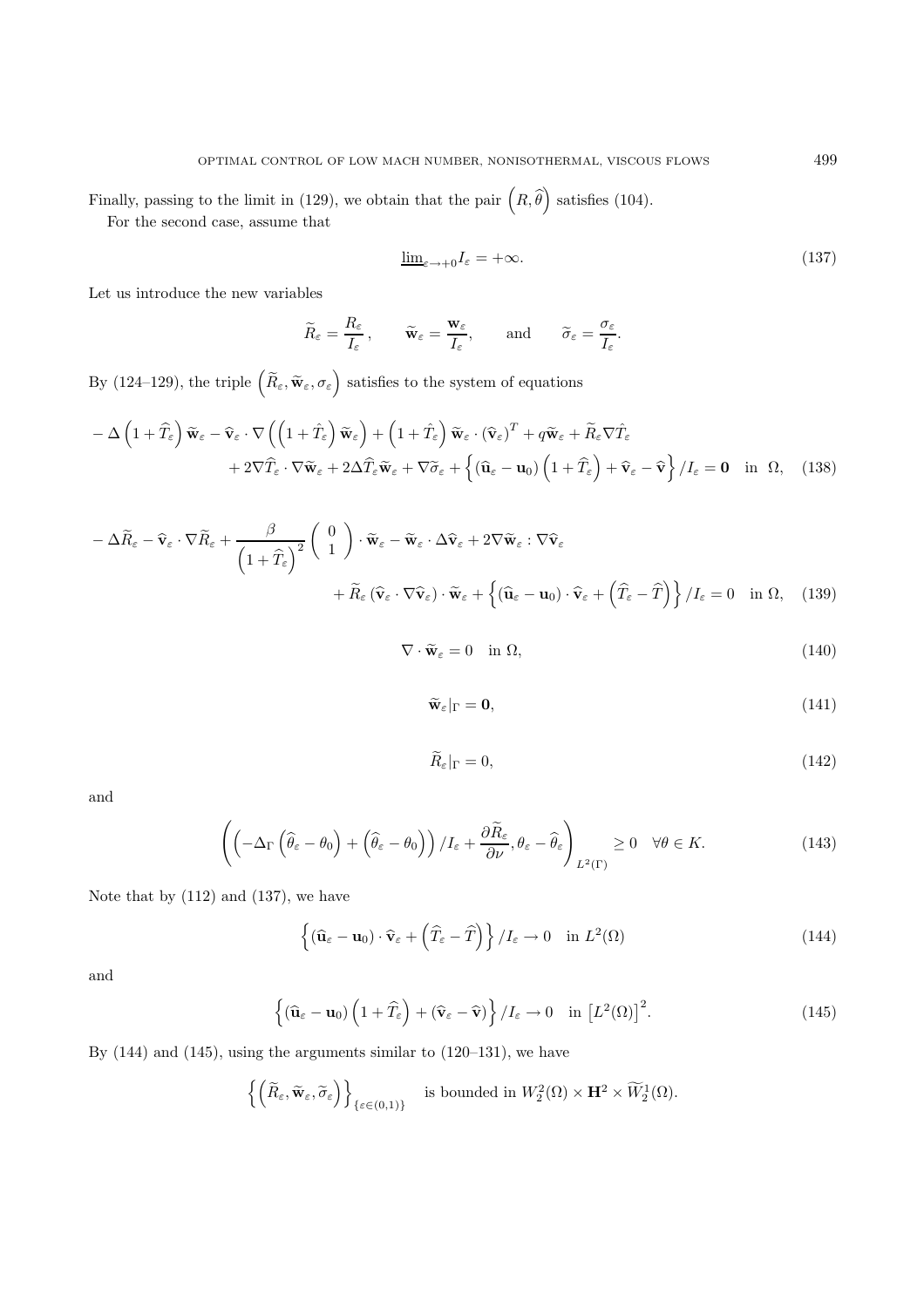Finally, passing to the limit in (129), we obtain that the pair $\left(R, \widehat{\theta}\right)$ satisfies (104).

For the second case, assume that

$$\underline{\lim}_{\varepsilon \to +0} I_\varepsilon = +\infty. \tag{137}$$

Let us introduce the new variables

$$\widetilde{R}_\varepsilon = \frac{R_\varepsilon}{I_\varepsilon}, \qquad \widetilde{\mathbf{w}}_\varepsilon = \frac{\mathbf{w}_\varepsilon}{I_\varepsilon}, \qquad \text{and} \qquad \widetilde{\sigma}_\varepsilon = \frac{\sigma_\varepsilon}{I_\varepsilon}.$$

By (124–129), the triple $\left(\widetilde{R}_\varepsilon, \widetilde{\mathbf{w}}_\varepsilon, \sigma_\varepsilon\right)$ satisfies to the system of equations

$$\begin{aligned} &-\Delta\left(1+\widehat{T}_\varepsilon\right)\widetilde{\mathbf{w}}_\varepsilon - \widehat{\mathbf{v}}_\varepsilon \cdot \nabla\left(\left(1+\hat{T}_\varepsilon\right)\widetilde{\mathbf{w}}_\varepsilon\right) + \left(1+\hat{T}_\varepsilon\right)\widetilde{\mathbf{w}}_\varepsilon \cdot \left(\widehat{\mathbf{v}}_\varepsilon\right)^T + q\widetilde{\mathbf{w}}_\varepsilon + \widetilde{R}_\varepsilon \nabla \hat{T}_\varepsilon \\ &\quad + 2\nabla\widehat{T}_\varepsilon \cdot \nabla\widetilde{\mathbf{w}}_\varepsilon + 2\Delta\widehat{T}_\varepsilon \widetilde{\mathbf{w}}_\varepsilon + \nabla\widetilde{\sigma}_\varepsilon + \left\{\left(\widehat{\mathbf{u}}_\varepsilon - \mathbf{u}_0\right)\left(1+\widehat{T}_\varepsilon\right) + \widehat{\mathbf{v}}_\varepsilon - \widehat{\mathbf{v}}\right\}/I_\varepsilon = \mathbf{0} \quad \text{in } \Omega, \end{aligned} \tag{138}$$

$$\begin{aligned} &-\Delta\widetilde{R}_\varepsilon - \widehat{\mathbf{v}}_\varepsilon \cdot \nabla\widetilde{R}_\varepsilon + \frac{\beta}{\left(1+\widehat{T}_\varepsilon\right)^2}\begin{pmatrix} 0 \\ 1 \end{pmatrix} \cdot \widetilde{\mathbf{w}}_\varepsilon - \widetilde{\mathbf{w}}_\varepsilon \cdot \Delta\widehat{\mathbf{v}}_\varepsilon + 2\nabla\widetilde{\mathbf{w}}_\varepsilon : \nabla\widehat{\mathbf{v}}_\varepsilon \\ &\quad + \widetilde{R}_\varepsilon\left(\widehat{\mathbf{v}}_\varepsilon \cdot \nabla\widehat{\mathbf{v}}_\varepsilon\right) \cdot \widetilde{\mathbf{w}}_\varepsilon + \left\{\left(\widehat{\mathbf{u}}_\varepsilon - \mathbf{u}_0\right) \cdot \widehat{\mathbf{v}}_\varepsilon + \left(\widehat{T}_\varepsilon - \widehat{T}\right)\right\}/I_\varepsilon = 0 \quad \text{in } \Omega, \end{aligned} \tag{139}$$

$$\nabla \cdot \widetilde{\mathbf{w}}_\varepsilon = 0 \quad \text{in } \Omega, \tag{140}$$

$$\widetilde{\mathbf{w}}_\varepsilon|_\Gamma = \mathbf{0}, \tag{141}$$

$$\widetilde{R}_\varepsilon|_\Gamma = 0, \tag{142}$$

and

$$\left(\left(-\Delta_\Gamma\left(\widehat{\theta}_\varepsilon - \theta_0\right) + \left(\widehat{\theta}_\varepsilon - \theta_0\right)\right)/I_\varepsilon + \frac{\partial\widetilde{R}_\varepsilon}{\partial\nu}, \theta_\varepsilon - \widehat{\theta}_\varepsilon\right)_{L^2(\Gamma)} \geq 0 \quad \forall\theta \in K. \tag{143}$$

Note that by (112) and (137), we have

$$\left\{\left(\widehat{\mathbf{u}}_\varepsilon - \mathbf{u}_0\right) \cdot \widehat{\mathbf{v}}_\varepsilon + \left(\widehat{T}_\varepsilon - \widehat{T}\right)\right\}/I_\varepsilon \to 0 \quad \text{in } L^2(\Omega) \tag{144}$$

and

$$\left\{\left(\widehat{\mathbf{u}}_\varepsilon - \mathbf{u}_0\right)\left(1+\widehat{T}_\varepsilon\right) + \left(\widehat{\mathbf{v}}_\varepsilon - \widehat{\mathbf{v}}\right)\right\}/I_\varepsilon \to 0 \quad \text{in } \left[L^2(\Omega)\right]^2. \tag{145}$$

By (144) and (145), using the arguments similar to (120–131), we have

$$\left\{\left(\widetilde{R}_\varepsilon, \widetilde{\mathbf{w}}_\varepsilon, \widetilde{\sigma}_\varepsilon\right)\right\}_{\{\varepsilon \in (0,1)\}} \quad \text{is bounded in } W_2^2(\Omega) \times \mathbf{H}^2 \times \widetilde{W}_2^1(\Omega).$$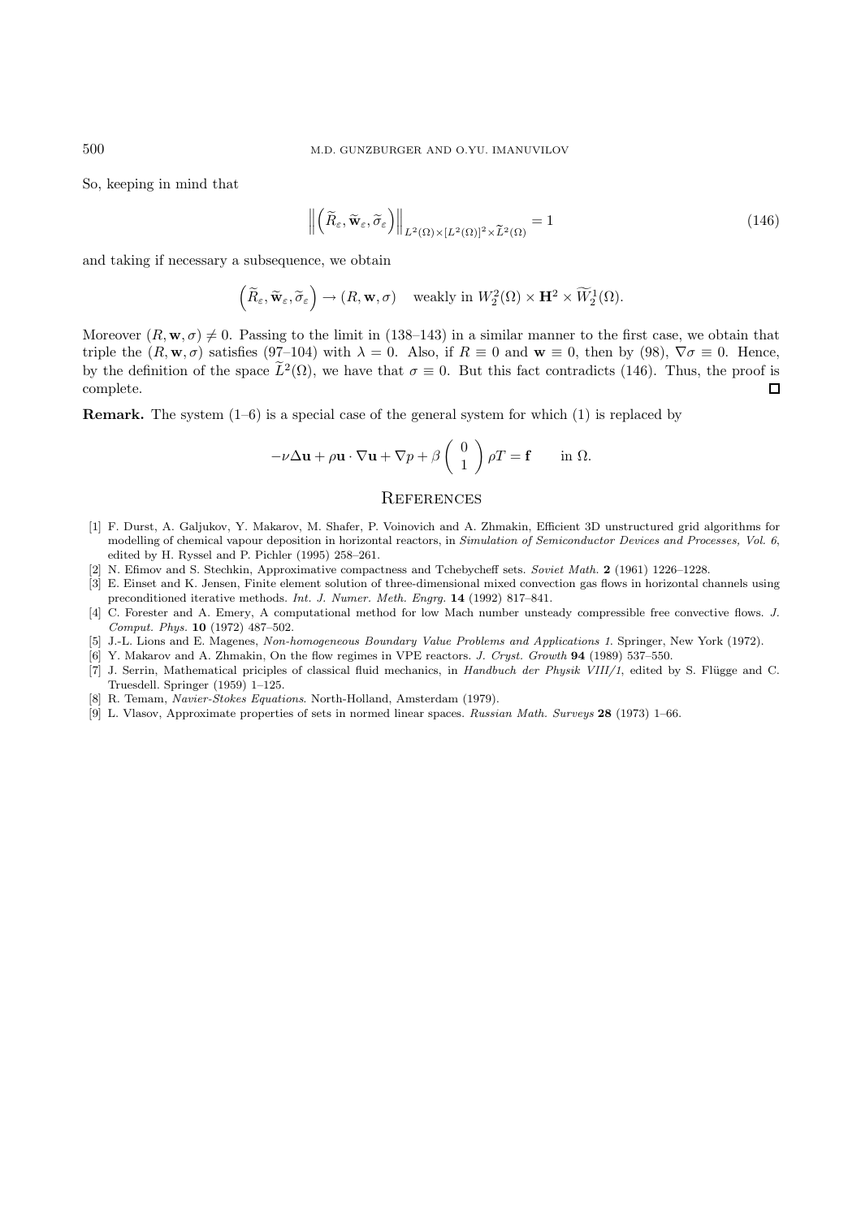So, keeping in mind that

$$\left\| \left( \widetilde{R}_\varepsilon, \widetilde{\mathbf{w}}_\varepsilon, \widetilde{\sigma}_\varepsilon \right) \right\|_{L^2(\Omega)\times[L^2(\Omega)]^2\times\widetilde{L}^2(\Omega)} = 1 \tag{146}$$

and taking if necessary a subsequence, we obtain

$$\left( \widetilde{R}_\varepsilon, \widetilde{\mathbf{w}}_\varepsilon, \widetilde{\sigma}_\varepsilon \right) \to (R, \mathbf{w}, \sigma) \quad \text{weakly in } W_2^2(\Omega) \times \mathbf{H}^2 \times \widetilde{W}_2^1(\Omega).$$

Moreover $(R, \mathbf{w}, \sigma) \neq 0$. Passing to the limit in (138–143) in a similar manner to the first case, we obtain that triple the $(R, \mathbf{w}, \sigma)$ satisfies (97–104) with $\lambda = 0$. Also, if $R \equiv 0$ and $\mathbf{w} \equiv 0$, then by (98), $\nabla \sigma \equiv 0$. Hence, by the definition of the space $\widetilde{L}^2(\Omega)$, we have that $\sigma \equiv 0$. But this fact contradicts (146). Thus, the proof is complete. □

**Remark.** The system (1–6) is a special case of the general system for which (1) is replaced by

$$-\nu\Delta\mathbf{u} + \rho\mathbf{u}\cdot\nabla\mathbf{u} + \nabla p + \beta \begin{pmatrix} 0 \\ 1 \end{pmatrix} \rho T = \mathbf{f} \qquad \text{in } \Omega.$$

## References

[1] F. Durst, A. Galjukov, Y. Makarov, M. Shafer, P. Voinovich and A. Zhmakin, Efficient 3D unstructured grid algorithms for modelling of chemical vapour deposition in horizontal reactors, in *Simulation of Semiconductor Devices and Processes, Vol. 6*, edited by H. Ryssel and P. Pichler (1995) 258–261.

[2] N. Efimov and S. Stechkin, Approximative compactness and Tchebycheff sets. *Soviet Math.* **2** (1961) 1226–1228.

[3] E. Einset and K. Jensen, Finite element solution of three-dimensional mixed convection gas flows in horizontal channels using preconditioned iterative methods. *Int. J. Numer. Meth. Engrg.* **14** (1992) 817–841.

[4] C. Forester and A. Emery, A computational method for low Mach number unsteady compressible free convective flows. *J. Comput. Phys.* **10** (1972) 487–502.

[5] J.-L. Lions and E. Magenes, *Non-homogeneous Boundary Value Problems and Applications 1*. Springer, New York (1972).

[6] Y. Makarov and A. Zhmakin, On the flow regimes in VPE reactors. *J. Cryst. Growth* **94** (1989) 537–550.

[7] J. Serrin, Mathematical priciples of classical fluid mechanics, in *Handbuch der Physik VIII/1*, edited by S. Flügge and C. Truesdell. Springer (1959) 1–125.

[8] R. Temam, *Navier-Stokes Equations*. North-Holland, Amsterdam (1979).

[9] L. Vlasov, Approximate properties of sets in normed linear spaces. *Russian Math. Surveys* **28** (1973) 1–66.